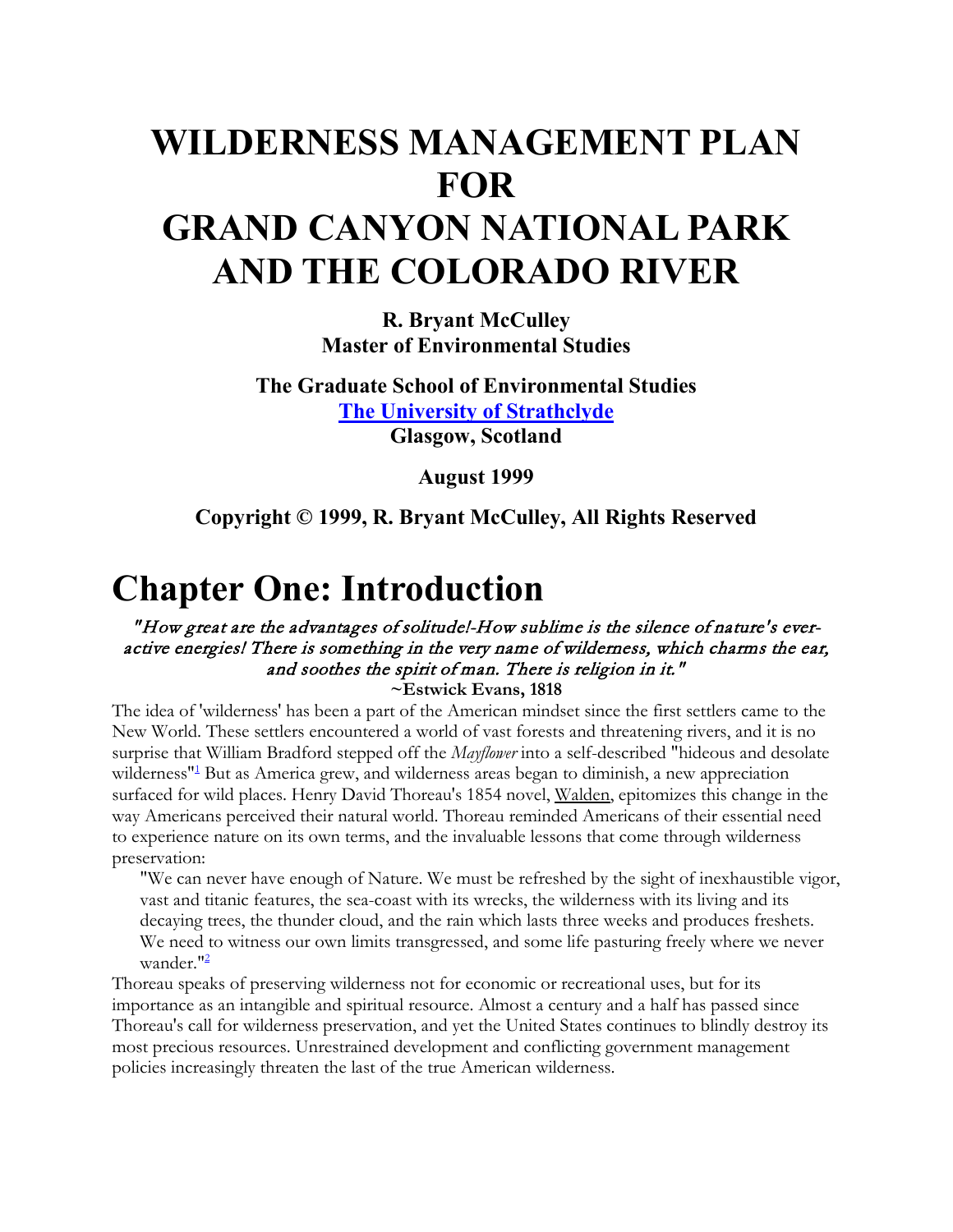# WILDERNESS MANAGEMENT PLAN FOR GRAND CANYON NATIONAL PARK AND THE COLORADO RIVER

**R. Bryant McCulley**
**Master of Environmental Studies**

**The Graduate School of Environmental Studies**
**The University of Strathclyde**
**Glasgow, Scotland**

**August 1999**

**Copyright © 1999, R. Bryant McCulley, All Rights Reserved**

# Chapter One: Introduction

*"How great are the advantages of solitude!-How sublime is the silence of nature's ever-active energies! There is something in the very name of wilderness, which charms the ear, and soothes the spirit of man. There is religion in it."*
**~Estwick Evans, 1818**

The idea of 'wilderness' has been a part of the American mindset since the first settlers came to the New World. These settlers encountered a world of vast forests and threatening rivers, and it is no surprise that William Bradford stepped off the *Mayflower* into a self-described "hideous and desolate wilderness"[1] But as America grew, and wilderness areas began to diminish, a new appreciation surfaced for wild places. Henry David Thoreau's 1854 novel, Walden, epitomizes this change in the way Americans perceived their natural world. Thoreau reminded Americans of their essential need to experience nature on its own terms, and the invaluable lessons that come through wilderness preservation:

> "We can never have enough of Nature. We must be refreshed by the sight of inexhaustible vigor, vast and titanic features, the sea-coast with its wrecks, the wilderness with its living and its decaying trees, the thunder cloud, and the rain which lasts three weeks and produces freshets. We need to witness our own limits transgressed, and some life pasturing freely where we never wander."[2]

Thoreau speaks of preserving wilderness not for economic or recreational uses, but for its importance as an intangible and spiritual resource. Almost a century and a half has passed since Thoreau's call for wilderness preservation, and yet the United States continues to blindly destroy its most precious resources. Unrestrained development and conflicting government management policies increasingly threaten the last of the true American wilderness.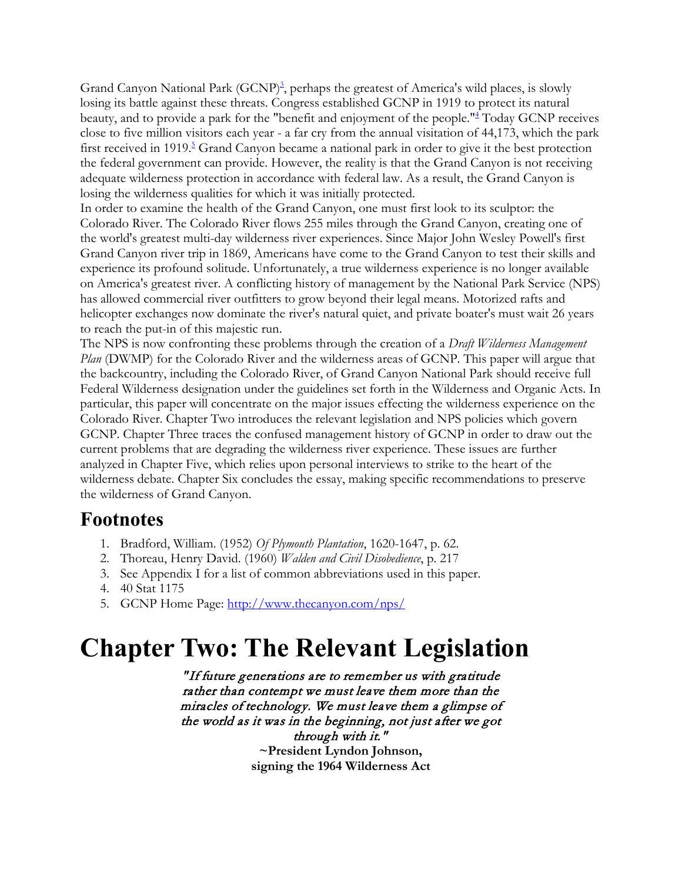Grand Canyon National Park (GCNP)[3], perhaps the greatest of America's wild places, is slowly losing its battle against these threats. Congress established GCNP in 1919 to protect its natural beauty, and to provide a park for the "benefit and enjoyment of the people."[4] Today GCNP receives close to five million visitors each year - a far cry from the annual visitation of 44,173, which the park first received in 1919.[5] Grand Canyon became a national park in order to give it the best protection the federal government can provide. However, the reality is that the Grand Canyon is not receiving adequate wilderness protection in accordance with federal law. As a result, the Grand Canyon is losing the wilderness qualities for which it was initially protected.

In order to examine the health of the Grand Canyon, one must first look to its sculptor: the Colorado River. The Colorado River flows 255 miles through the Grand Canyon, creating one of the world's greatest multi-day wilderness river experiences. Since Major John Wesley Powell's first Grand Canyon river trip in 1869, Americans have come to the Grand Canyon to test their skills and experience its profound solitude. Unfortunately, a true wilderness experience is no longer available on America's greatest river. A conflicting history of management by the National Park Service (NPS) has allowed commercial river outfitters to grow beyond their legal means. Motorized rafts and helicopter exchanges now dominate the river's natural quiet, and private boater's must wait 26 years to reach the put-in of this majestic run.

The NPS is now confronting these problems through the creation of a *Draft Wilderness Management Plan* (DWMP) for the Colorado River and the wilderness areas of GCNP. This paper will argue that the backcountry, including the Colorado River, of Grand Canyon National Park should receive full Federal Wilderness designation under the guidelines set forth in the Wilderness and Organic Acts. In particular, this paper will concentrate on the major issues effecting the wilderness experience on the Colorado River. Chapter Two introduces the relevant legislation and NPS policies which govern GCNP. Chapter Three traces the confused management history of GCNP in order to draw out the current problems that are degrading the wilderness river experience. These issues are further analyzed in Chapter Five, which relies upon personal interviews to strike to the heart of the wilderness debate. Chapter Six concludes the essay, making specific recommendations to preserve the wilderness of Grand Canyon.

## Footnotes

1. Bradford, William. (1952) *Of Plymouth Plantation*, 1620-1647, p. 62.
2. Thoreau, Henry David. (1960) *Walden and Civil Disobedience*, p. 217
3. See Appendix I for a list of common abbreviations used in this paper.
4. 40 Stat 1175
5. GCNP Home Page: http://www.thecanyon.com/nps/

# Chapter Two: The Relevant Legislation

*"If future generations are to remember us with gratitude rather than contempt we must leave them more than the miracles of technology. We must leave them a glimpse of the world as it was in the beginning, not just after we got through with it."*

**~President Lyndon Johnson, signing the 1964 Wilderness Act**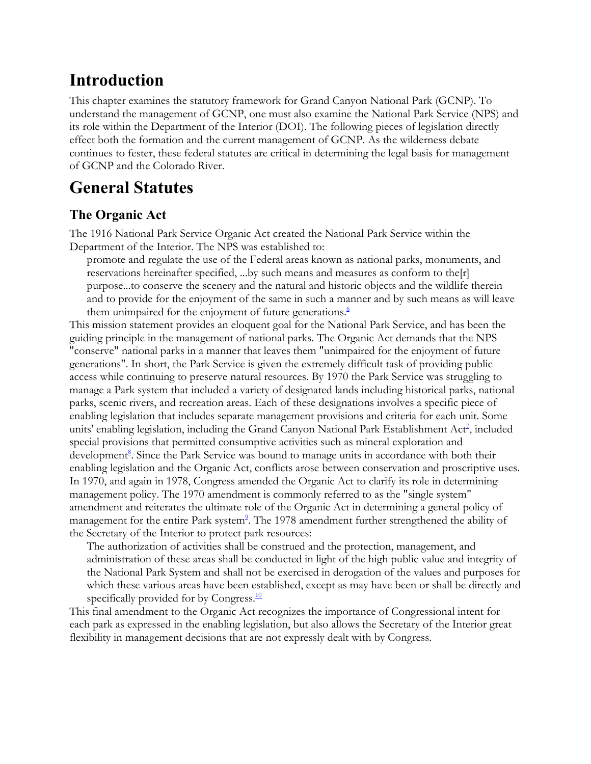# Introduction

This chapter examines the statutory framework for Grand Canyon National Park (GCNP). To understand the management of GCNP, one must also examine the National Park Service (NPS) and its role within the Department of the Interior (DOI). The following pieces of legislation directly effect both the formation and the current management of GCNP. As the wilderness debate continues to fester, these federal statutes are critical in determining the legal basis for management of GCNP and the Colorado River.

# General Statutes

## The Organic Act

The 1916 National Park Service Organic Act created the National Park Service within the Department of the Interior. The NPS was established to:

> promote and regulate the use of the Federal areas known as national parks, monuments, and reservations hereinafter specified, ...by such means and measures as conform to the[r] purpose...to conserve the scenery and the natural and historic objects and the wildlife therein and to provide for the enjoyment of the same in such a manner and by such means as will leave them unimpaired for the enjoyment of future generations.[6]

This mission statement provides an eloquent goal for the National Park Service, and has been the guiding principle in the management of national parks. The Organic Act demands that the NPS "conserve" national parks in a manner that leaves them "unimpaired for the enjoyment of future generations". In short, the Park Service is given the extremely difficult task of providing public access while continuing to preserve natural resources. By 1970 the Park Service was struggling to manage a Park system that included a variety of designated lands including historical parks, national parks, scenic rivers, and recreation areas. Each of these designations involves a specific piece of enabling legislation that includes separate management provisions and criteria for each unit. Some units' enabling legislation, including the Grand Canyon National Park Establishment Act[7], included special provisions that permitted consumptive activities such as mineral exploration and development[8]. Since the Park Service was bound to manage units in accordance with both their enabling legislation and the Organic Act, conflicts arose between conservation and proscriptive uses. In 1970, and again in 1978, Congress amended the Organic Act to clarify its role in determining management policy. The 1970 amendment is commonly referred to as the "single system" amendment and reiterates the ultimate role of the Organic Act in determining a general policy of management for the entire Park system[9]. The 1978 amendment further strengthened the ability of the Secretary of the Interior to protect park resources:

> The authorization of activities shall be construed and the protection, management, and administration of these areas shall be conducted in light of the high public value and integrity of the National Park System and shall not be exercised in derogation of the values and purposes for which these various areas have been established, except as may have been or shall be directly and specifically provided for by Congress.[10]

This final amendment to the Organic Act recognizes the importance of Congressional intent for each park as expressed in the enabling legislation, but also allows the Secretary of the Interior great flexibility in management decisions that are not expressly dealt with by Congress.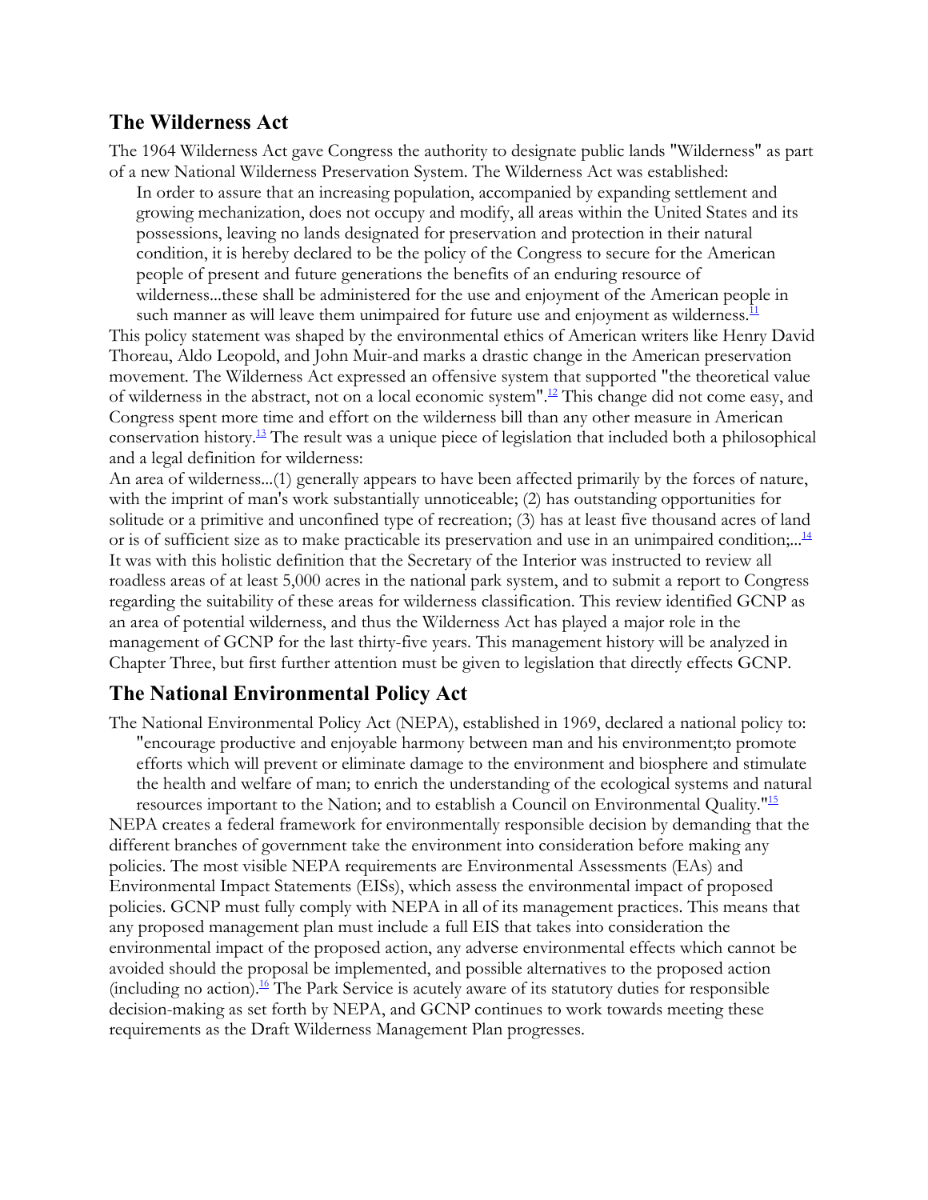## The Wilderness Act

The 1964 Wilderness Act gave Congress the authority to designate public lands "Wilderness" as part of a new National Wilderness Preservation System. The Wilderness Act was established:

> In order to assure that an increasing population, accompanied by expanding settlement and growing mechanization, does not occupy and modify, all areas within the United States and its possessions, leaving no lands designated for preservation and protection in their natural condition, it is hereby declared to be the policy of the Congress to secure for the American people of present and future generations the benefits of an enduring resource of wilderness...these shall be administered for the use and enjoyment of the American people in such manner as will leave them unimpaired for future use and enjoyment as wilderness.[11]

This policy statement was shaped by the environmental ethics of American writers like Henry David Thoreau, Aldo Leopold, and John Muir-and marks a drastic change in the American preservation movement. The Wilderness Act expressed an offensive system that supported "the theoretical value of wilderness in the abstract, not on a local economic system".[12] This change did not come easy, and Congress spent more time and effort on the wilderness bill than any other measure in American conservation history.[13] The result was a unique piece of legislation that included both a philosophical and a legal definition for wilderness:

An area of wilderness...(1) generally appears to have been affected primarily by the forces of nature, with the imprint of man's work substantially unnoticeable; (2) has outstanding opportunities for solitude or a primitive and unconfined type of recreation; (3) has at least five thousand acres of land or is of sufficient size as to make practicable its preservation and use in an unimpaired condition;...[14]

It was with this holistic definition that the Secretary of the Interior was instructed to review all roadless areas of at least 5,000 acres in the national park system, and to submit a report to Congress regarding the suitability of these areas for wilderness classification. This review identified GCNP as an area of potential wilderness, and thus the Wilderness Act has played a major role in the management of GCNP for the last thirty-five years. This management history will be analyzed in Chapter Three, but first further attention must be given to legislation that directly effects GCNP.

## The National Environmental Policy Act

The National Environmental Policy Act (NEPA), established in 1969, declared a national policy to:

> "encourage productive and enjoyable harmony between man and his environment;to promote efforts which will prevent or eliminate damage to the environment and biosphere and stimulate the health and welfare of man; to enrich the understanding of the ecological systems and natural resources important to the Nation; and to establish a Council on Environmental Quality."[15]

NEPA creates a federal framework for environmentally responsible decision by demanding that the different branches of government take the environment into consideration before making any policies. The most visible NEPA requirements are Environmental Assessments (EAs) and Environmental Impact Statements (EISs), which assess the environmental impact of proposed policies. GCNP must fully comply with NEPA in all of its management practices. This means that any proposed management plan must include a full EIS that takes into consideration the environmental impact of the proposed action, any adverse environmental effects which cannot be avoided should the proposal be implemented, and possible alternatives to the proposed action (including no action).[16] The Park Service is acutely aware of its statutory duties for responsible decision-making as set forth by NEPA, and GCNP continues to work towards meeting these requirements as the Draft Wilderness Management Plan progresses.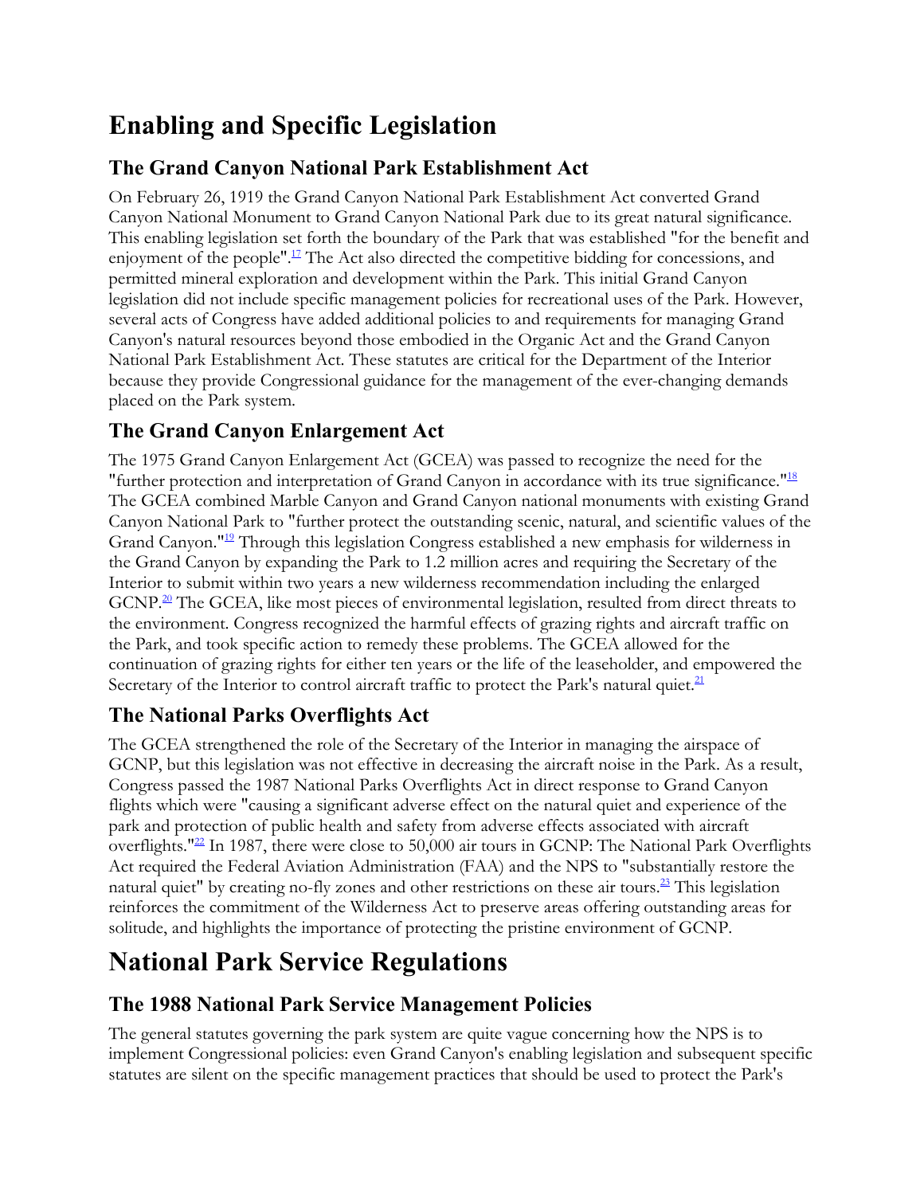# Enabling and Specific Legislation

## The Grand Canyon National Park Establishment Act

On February 26, 1919 the Grand Canyon National Park Establishment Act converted Grand Canyon National Monument to Grand Canyon National Park due to its great natural significance. This enabling legislation set forth the boundary of the Park that was established "for the benefit and enjoyment of the people".[17] The Act also directed the competitive bidding for concessions, and permitted mineral exploration and development within the Park. This initial Grand Canyon legislation did not include specific management policies for recreational uses of the Park. However, several acts of Congress have added additional policies to and requirements for managing Grand Canyon's natural resources beyond those embodied in the Organic Act and the Grand Canyon National Park Establishment Act. These statutes are critical for the Department of the Interior because they provide Congressional guidance for the management of the ever-changing demands placed on the Park system.

## The Grand Canyon Enlargement Act

The 1975 Grand Canyon Enlargement Act (GCEA) was passed to recognize the need for the "further protection and interpretation of Grand Canyon in accordance with its true significance."[18] The GCEA combined Marble Canyon and Grand Canyon national monuments with existing Grand Canyon National Park to "further protect the outstanding scenic, natural, and scientific values of the Grand Canyon."[19] Through this legislation Congress established a new emphasis for wilderness in the Grand Canyon by expanding the Park to 1.2 million acres and requiring the Secretary of the Interior to submit within two years a new wilderness recommendation including the enlarged GCNP.[20] The GCEA, like most pieces of environmental legislation, resulted from direct threats to the environment. Congress recognized the harmful effects of grazing rights and aircraft traffic on the Park, and took specific action to remedy these problems. The GCEA allowed for the continuation of grazing rights for either ten years or the life of the leaseholder, and empowered the Secretary of the Interior to control aircraft traffic to protect the Park's natural quiet.[21]

## The National Parks Overflights Act

The GCEA strengthened the role of the Secretary of the Interior in managing the airspace of GCNP, but this legislation was not effective in decreasing the aircraft noise in the Park. As a result, Congress passed the 1987 National Parks Overflights Act in direct response to Grand Canyon flights which were "causing a significant adverse effect on the natural quiet and experience of the park and protection of public health and safety from adverse effects associated with aircraft overflights."[22] In 1987, there were close to 50,000 air tours in GCNP: The National Park Overflights Act required the Federal Aviation Administration (FAA) and the NPS to "substantially restore the natural quiet" by creating no-fly zones and other restrictions on these air tours.[23] This legislation reinforces the commitment of the Wilderness Act to preserve areas offering outstanding areas for solitude, and highlights the importance of protecting the pristine environment of GCNP.

# National Park Service Regulations

## The 1988 National Park Service Management Policies

The general statutes governing the park system are quite vague concerning how the NPS is to implement Congressional policies: even Grand Canyon's enabling legislation and subsequent specific statutes are silent on the specific management practices that should be used to protect the Park's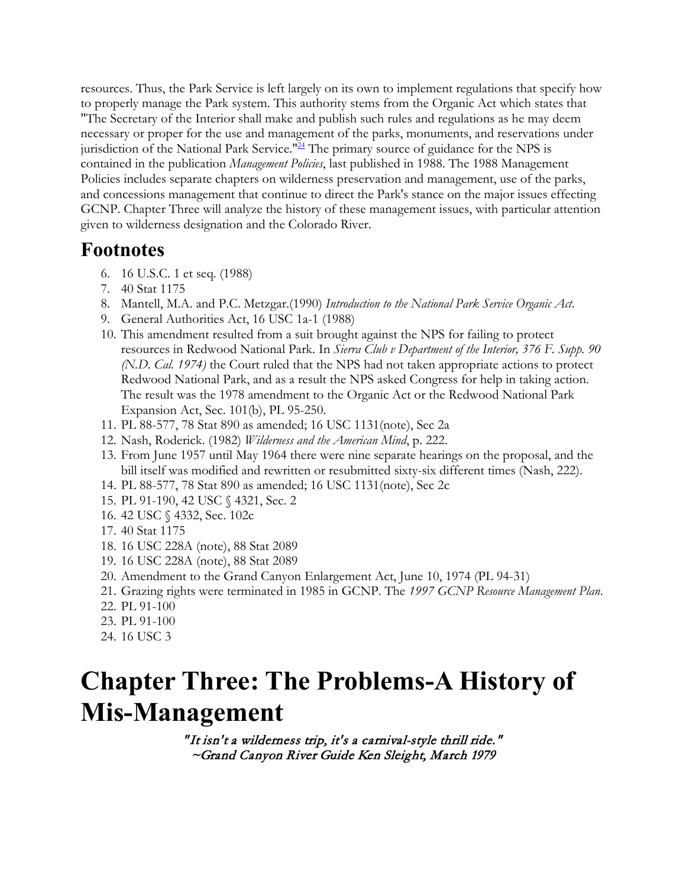resources. Thus, the Park Service is left largely on its own to implement regulations that specify how to properly manage the Park system. This authority stems from the Organic Act which states that "The Secretary of the Interior shall make and publish such rules and regulations as he may deem necessary or proper for the use and management of the parks, monuments, and reservations under jurisdiction of the National Park Service."[24] The primary source of guidance for the NPS is contained in the publication *Management Policies*, last published in 1988. The 1988 Management Policies includes separate chapters on wilderness preservation and management, use of the parks, and concessions management that continue to direct the Park's stance on the major issues effecting GCNP. Chapter Three will analyze the history of these management issues, with particular attention given to wilderness designation and the Colorado River.

## Footnotes

6. 16 U.S.C. 1 et seq. (1988)
7. 40 Stat 1175
8. Mantell, M.A. and P.C. Metzgar.(1990) *Introduction to the National Park Service Organic Act.*
9. General Authorities Act, 16 USC 1a-1 (1988)
10. This amendment resulted from a suit brought against the NPS for failing to protect resources in Redwood National Park. In *Sierra Club v Department of the Interior, 376 F. Supp. 90 (N.D. Cal. 1974)* the Court ruled that the NPS had not taken appropriate actions to protect Redwood National Park, and as a result the NPS asked Congress for help in taking action. The result was the 1978 amendment to the Organic Act or the Redwood National Park Expansion Act, Sec. 101(b), PL 95-250.
11. PL 88-577, 78 Stat 890 as amended; 16 USC 1131(note), Sec 2a
12. Nash, Roderick. (1982) *Wilderness and the American Mind*, p. 222.
13. From June 1957 until May 1964 there were nine separate hearings on the proposal, and the bill itself was modified and rewritten or resubmitted sixty-six different times (Nash, 222).
14. PL 88-577, 78 Stat 890 as amended; 16 USC 1131(note), Sec 2c
15. PL 91-190, 42 USC § 4321, Sec. 2
16. 42 USC § 4332, Sec. 102c
17. 40 Stat 1175
18. 16 USC 228A (note), 88 Stat 2089
19. 16 USC 228A (note), 88 Stat 2089
20. Amendment to the Grand Canyon Enlargement Act, June 10, 1974 (PL 94-31)
21. Grazing rights were terminated in 1985 in GCNP. The *1997 GCNP Resource Management Plan*.
22. PL 91-100
23. PL 91-100
24. 16 USC 3

# Chapter Three: The Problems-A History of Mis-Management

*"It isn't a wilderness trip, it's a carnival-style thrill ride."*
*~Grand Canyon River Guide Ken Sleight, March 1979*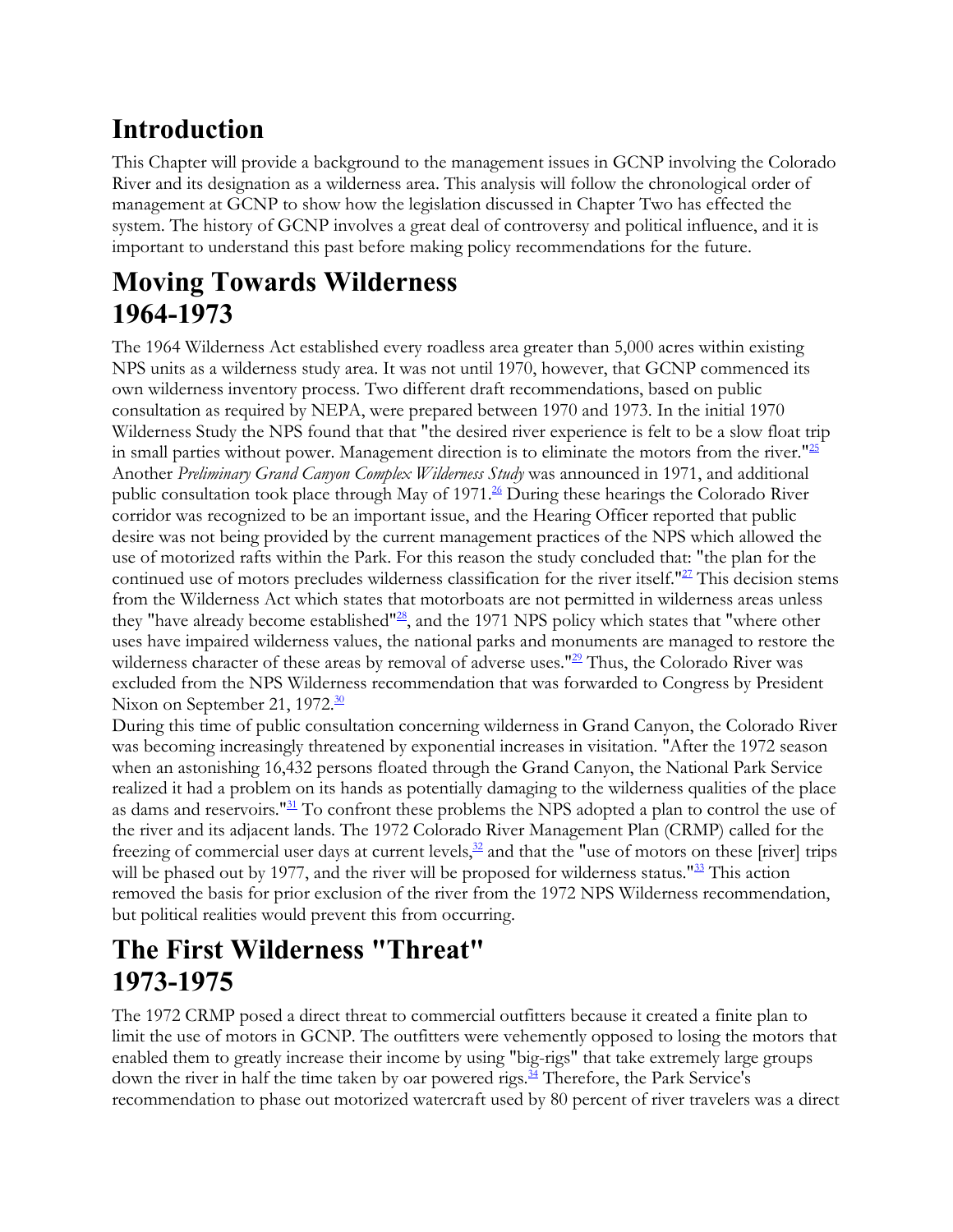## Introduction

This Chapter will provide a background to the management issues in GCNP involving the Colorado River and its designation as a wilderness area. This analysis will follow the chronological order of management at GCNP to show how the legislation discussed in Chapter Two has effected the system. The history of GCNP involves a great deal of controversy and political influence, and it is important to understand this past before making policy recommendations for the future.

## Moving Towards Wilderness 1964-1973

The 1964 Wilderness Act established every roadless area greater than 5,000 acres within existing NPS units as a wilderness study area. It was not until 1970, however, that GCNP commenced its own wilderness inventory process. Two different draft recommendations, based on public consultation as required by NEPA, were prepared between 1970 and 1973. In the initial 1970 Wilderness Study the NPS found that that "the desired river experience is felt to be a slow float trip in small parties without power. Management direction is to eliminate the motors from the river."[25] Another *Preliminary Grand Canyon Complex Wilderness Study* was announced in 1971, and additional public consultation took place through May of 1971.[26] During these hearings the Colorado River corridor was recognized to be an important issue, and the Hearing Officer reported that public desire was not being provided by the current management practices of the NPS which allowed the use of motorized rafts within the Park. For this reason the study concluded that: "the plan for the continued use of motors precludes wilderness classification for the river itself."[27] This decision stems from the Wilderness Act which states that motorboats are not permitted in wilderness areas unless they "have already become established"[28], and the 1971 NPS policy which states that "where other uses have impaired wilderness values, the national parks and monuments are managed to restore the wilderness character of these areas by removal of adverse uses."[29] Thus, the Colorado River was excluded from the NPS Wilderness recommendation that was forwarded to Congress by President Nixon on September 21, 1972.[30]

During this time of public consultation concerning wilderness in Grand Canyon, the Colorado River was becoming increasingly threatened by exponential increases in visitation. "After the 1972 season when an astonishing 16,432 persons floated through the Grand Canyon, the National Park Service realized it had a problem on its hands as potentially damaging to the wilderness qualities of the place as dams and reservoirs."[31] To confront these problems the NPS adopted a plan to control the use of the river and its adjacent lands. The 1972 Colorado River Management Plan (CRMP) called for the freezing of commercial user days at current levels,[32] and that the "use of motors on these [river] trips will be phased out by 1977, and the river will be proposed for wilderness status."[33] This action removed the basis for prior exclusion of the river from the 1972 NPS Wilderness recommendation, but political realities would prevent this from occurring.

## The First Wilderness "Threat" 1973-1975

The 1972 CRMP posed a direct threat to commercial outfitters because it created a finite plan to limit the use of motors in GCNP. The outfitters were vehemently opposed to losing the motors that enabled them to greatly increase their income by using "big-rigs" that take extremely large groups down the river in half the time taken by oar powered rigs.[34] Therefore, the Park Service's recommendation to phase out motorized watercraft used by 80 percent of river travelers was a direct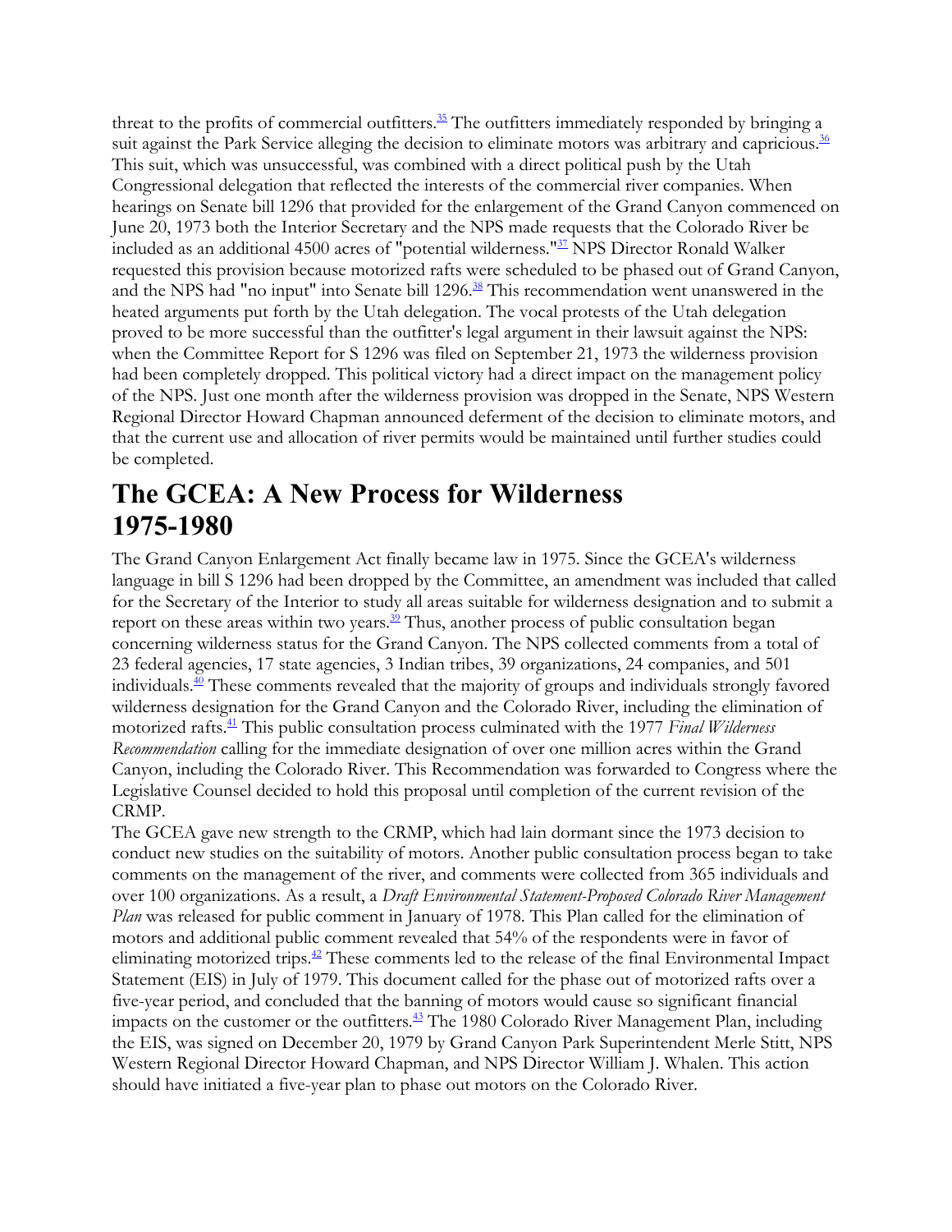threat to the profits of commercial outfitters.[35] The outfitters immediately responded by bringing a suit against the Park Service alleging the decision to eliminate motors was arbitrary and capricious.[36] This suit, which was unsuccessful, was combined with a direct political push by the Utah Congressional delegation that reflected the interests of the commercial river companies. When hearings on Senate bill 1296 that provided for the enlargement of the Grand Canyon commenced on June 20, 1973 both the Interior Secretary and the NPS made requests that the Colorado River be included as an additional 4500 acres of "potential wilderness."[37] NPS Director Ronald Walker requested this provision because motorized rafts were scheduled to be phased out of Grand Canyon, and the NPS had "no input" into Senate bill 1296.[38] This recommendation went unanswered in the heated arguments put forth by the Utah delegation. The vocal protests of the Utah delegation proved to be more successful than the outfitter's legal argument in their lawsuit against the NPS: when the Committee Report for S 1296 was filed on September 21, 1973 the wilderness provision had been completely dropped. This political victory had a direct impact on the management policy of the NPS. Just one month after the wilderness provision was dropped in the Senate, NPS Western Regional Director Howard Chapman announced deferment of the decision to eliminate motors, and that the current use and allocation of river permits would be maintained until further studies could be completed.

## The GCEA: A New Process for Wilderness 1975-1980

The Grand Canyon Enlargement Act finally became law in 1975. Since the GCEA's wilderness language in bill S 1296 had been dropped by the Committee, an amendment was included that called for the Secretary of the Interior to study all areas suitable for wilderness designation and to submit a report on these areas within two years.[39] Thus, another process of public consultation began concerning wilderness status for the Grand Canyon. The NPS collected comments from a total of 23 federal agencies, 17 state agencies, 3 Indian tribes, 39 organizations, 24 companies, and 501 individuals.[40] These comments revealed that the majority of groups and individuals strongly favored wilderness designation for the Grand Canyon and the Colorado River, including the elimination of motorized rafts.[41] This public consultation process culminated with the 1977 *Final Wilderness Recommendation* calling for the immediate designation of over one million acres within the Grand Canyon, including the Colorado River. This Recommendation was forwarded to Congress where the Legislative Counsel decided to hold this proposal until completion of the current revision of the CRMP.

The GCEA gave new strength to the CRMP, which had lain dormant since the 1973 decision to conduct new studies on the suitability of motors. Another public consultation process began to take comments on the management of the river, and comments were collected from 365 individuals and over 100 organizations. As a result, a *Draft Environmental Statement-Proposed Colorado River Management Plan* was released for public comment in January of 1978. This Plan called for the elimination of motors and additional public comment revealed that 54% of the respondents were in favor of eliminating motorized trips.[42] These comments led to the release of the final Environmental Impact Statement (EIS) in July of 1979. This document called for the phase out of motorized rafts over a five-year period, and concluded that the banning of motors would cause so significant financial impacts on the customer or the outfitters.[43] The 1980 Colorado River Management Plan, including the EIS, was signed on December 20, 1979 by Grand Canyon Park Superintendent Merle Stitt, NPS Western Regional Director Howard Chapman, and NPS Director William J. Whalen. This action should have initiated a five-year plan to phase out motors on the Colorado River.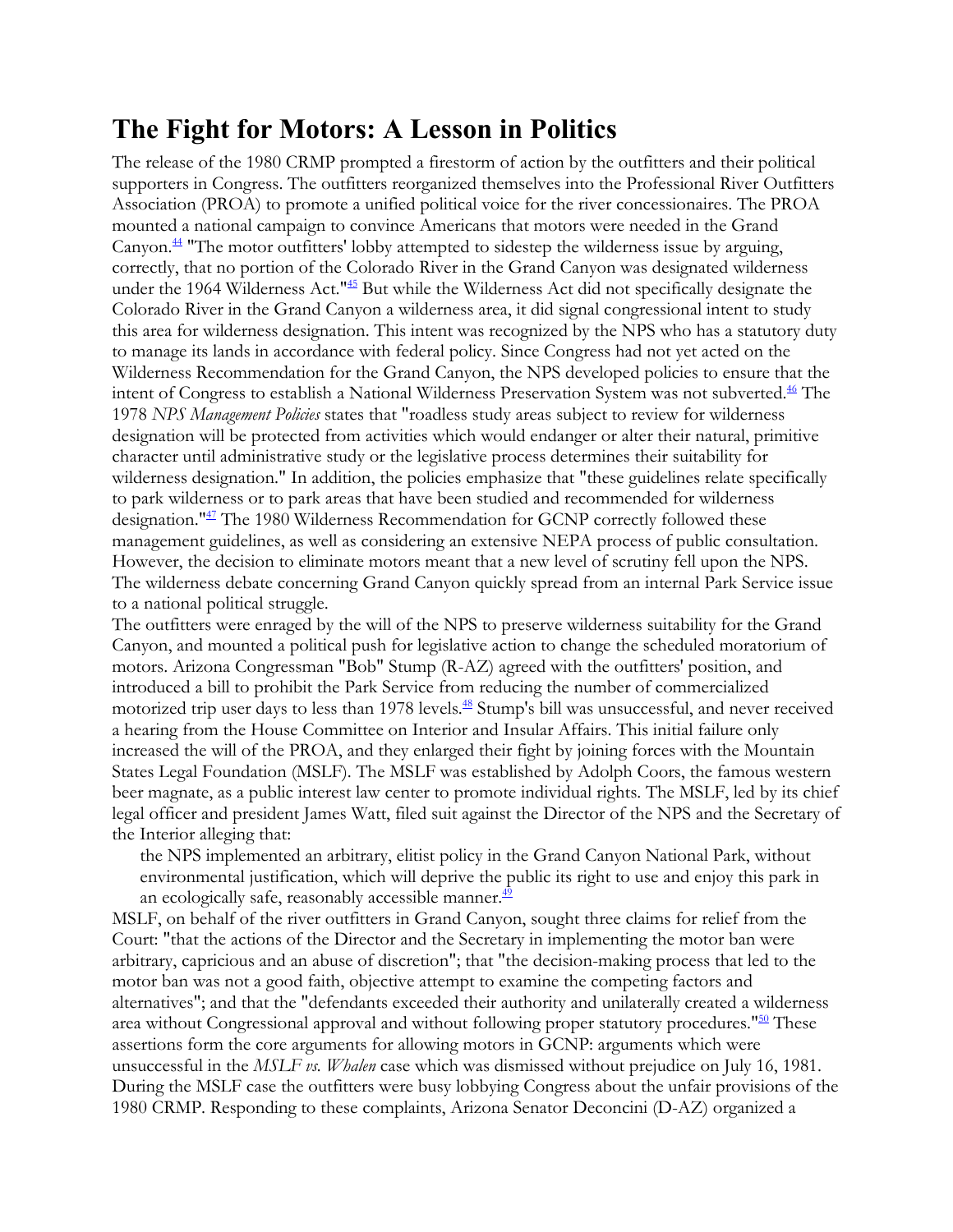# The Fight for Motors: A Lesson in Politics

The release of the 1980 CRMP prompted a firestorm of action by the outfitters and their political supporters in Congress. The outfitters reorganized themselves into the Professional River Outfitters Association (PROA) to promote a unified political voice for the river concessionaires. The PROA mounted a national campaign to convince Americans that motors were needed in the Grand Canyon.[44] "The motor outfitters' lobby attempted to sidestep the wilderness issue by arguing, correctly, that no portion of the Colorado River in the Grand Canyon was designated wilderness under the 1964 Wilderness Act."[45] But while the Wilderness Act did not specifically designate the Colorado River in the Grand Canyon a wilderness area, it did signal congressional intent to study this area for wilderness designation. This intent was recognized by the NPS who has a statutory duty to manage its lands in accordance with federal policy. Since Congress had not yet acted on the Wilderness Recommendation for the Grand Canyon, the NPS developed policies to ensure that the intent of Congress to establish a National Wilderness Preservation System was not subverted.[46] The 1978 *NPS Management Policies* states that "roadless study areas subject to review for wilderness designation will be protected from activities which would endanger or alter their natural, primitive character until administrative study or the legislative process determines their suitability for wilderness designation." In addition, the policies emphasize that "these guidelines relate specifically to park wilderness or to park areas that have been studied and recommended for wilderness designation."[47] The 1980 Wilderness Recommendation for GCNP correctly followed these management guidelines, as well as considering an extensive NEPA process of public consultation. However, the decision to eliminate motors meant that a new level of scrutiny fell upon the NPS. The wilderness debate concerning Grand Canyon quickly spread from an internal Park Service issue to a national political struggle.

The outfitters were enraged by the will of the NPS to preserve wilderness suitability for the Grand Canyon, and mounted a political push for legislative action to change the scheduled moratorium of motors. Arizona Congressman "Bob" Stump (R-AZ) agreed with the outfitters' position, and introduced a bill to prohibit the Park Service from reducing the number of commercialized motorized trip user days to less than 1978 levels.[48] Stump's bill was unsuccessful, and never received a hearing from the House Committee on Interior and Insular Affairs. This initial failure only increased the will of the PROA, and they enlarged their fight by joining forces with the Mountain States Legal Foundation (MSLF). The MSLF was established by Adolph Coors, the famous western beer magnate, as a public interest law center to promote individual rights. The MSLF, led by its chief legal officer and president James Watt, filed suit against the Director of the NPS and the Secretary of the Interior alleging that:

> the NPS implemented an arbitrary, elitist policy in the Grand Canyon National Park, without environmental justification, which will deprive the public its right to use and enjoy this park in an ecologically safe, reasonably accessible manner.[49]

MSLF, on behalf of the river outfitters in Grand Canyon, sought three claims for relief from the Court: "that the actions of the Director and the Secretary in implementing the motor ban were arbitrary, capricious and an abuse of discretion"; that "the decision-making process that led to the motor ban was not a good faith, objective attempt to examine the competing factors and alternatives"; and that the "defendants exceeded their authority and unilaterally created a wilderness area without Congressional approval and without following proper statutory procedures."[50] These assertions form the core arguments for allowing motors in GCNP: arguments which were unsuccessful in the *MSLF vs. Whalen* case which was dismissed without prejudice on July 16, 1981. During the MSLF case the outfitters were busy lobbying Congress about the unfair provisions of the 1980 CRMP. Responding to these complaints, Arizona Senator Deconcini (D-AZ) organized a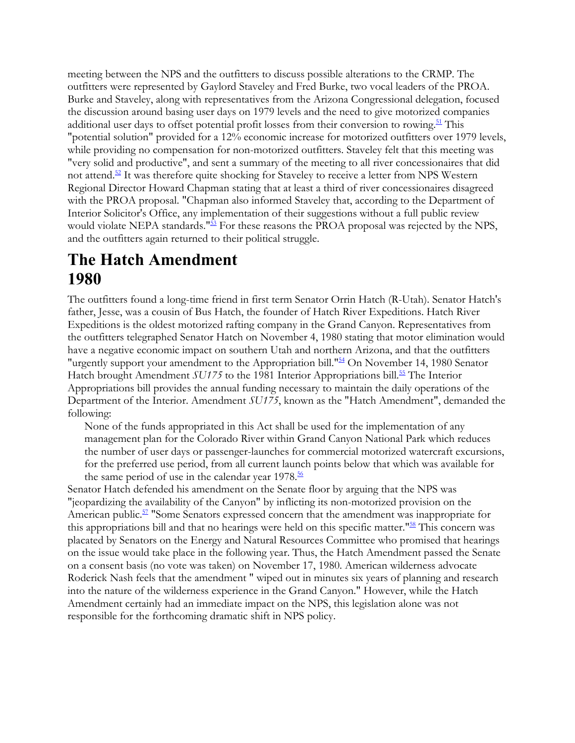meeting between the NPS and the outfitters to discuss possible alterations to the CRMP. The outfitters were represented by Gaylord Staveley and Fred Burke, two vocal leaders of the PROA. Burke and Staveley, along with representatives from the Arizona Congressional delegation, focused the discussion around basing user days on 1979 levels and the need to give motorized companies additional user days to offset potential profit losses from their conversion to rowing.[51] This "potential solution" provided for a 12% economic increase for motorized outfitters over 1979 levels, while providing no compensation for non-motorized outfitters. Staveley felt that this meeting was "very solid and productive", and sent a summary of the meeting to all river concessionaires that did not attend.[52] It was therefore quite shocking for Staveley to receive a letter from NPS Western Regional Director Howard Chapman stating that at least a third of river concessionaires disagreed with the PROA proposal. "Chapman also informed Staveley that, according to the Department of Interior Solicitor's Office, any implementation of their suggestions without a full public review would violate NEPA standards."[53] For these reasons the PROA proposal was rejected by the NPS, and the outfitters again returned to their political struggle.

## The Hatch Amendment 1980

The outfitters found a long-time friend in first term Senator Orrin Hatch (R-Utah). Senator Hatch's father, Jesse, was a cousin of Bus Hatch, the founder of Hatch River Expeditions. Hatch River Expeditions is the oldest motorized rafting company in the Grand Canyon. Representatives from the outfitters telegraphed Senator Hatch on November 4, 1980 stating that motor elimination would have a negative economic impact on southern Utah and northern Arizona, and that the outfitters "urgently support your amendment to the Appropriation bill."[54] On November 14, 1980 Senator Hatch brought Amendment *SU175* to the 1981 Interior Appropriations bill.[55] The Interior Appropriations bill provides the annual funding necessary to maintain the daily operations of the Department of the Interior. Amendment *SU175*, known as the "Hatch Amendment", demanded the following:

> None of the funds appropriated in this Act shall be used for the implementation of any management plan for the Colorado River within Grand Canyon National Park which reduces the number of user days or passenger-launches for commercial motorized watercraft excursions, for the preferred use period, from all current launch points below that which was available for the same period of use in the calendar year 1978.[56]

Senator Hatch defended his amendment on the Senate floor by arguing that the NPS was "jeopardizing the availability of the Canyon" by inflicting its non-motorized provision on the American public.[57] "Some Senators expressed concern that the amendment was inappropriate for this appropriations bill and that no hearings were held on this specific matter."[58] This concern was placated by Senators on the Energy and Natural Resources Committee who promised that hearings on the issue would take place in the following year. Thus, the Hatch Amendment passed the Senate on a consent basis (no vote was taken) on November 17, 1980. American wilderness advocate Roderick Nash feels that the amendment " wiped out in minutes six years of planning and research into the nature of the wilderness experience in the Grand Canyon." However, while the Hatch Amendment certainly had an immediate impact on the NPS, this legislation alone was not responsible for the forthcoming dramatic shift in NPS policy.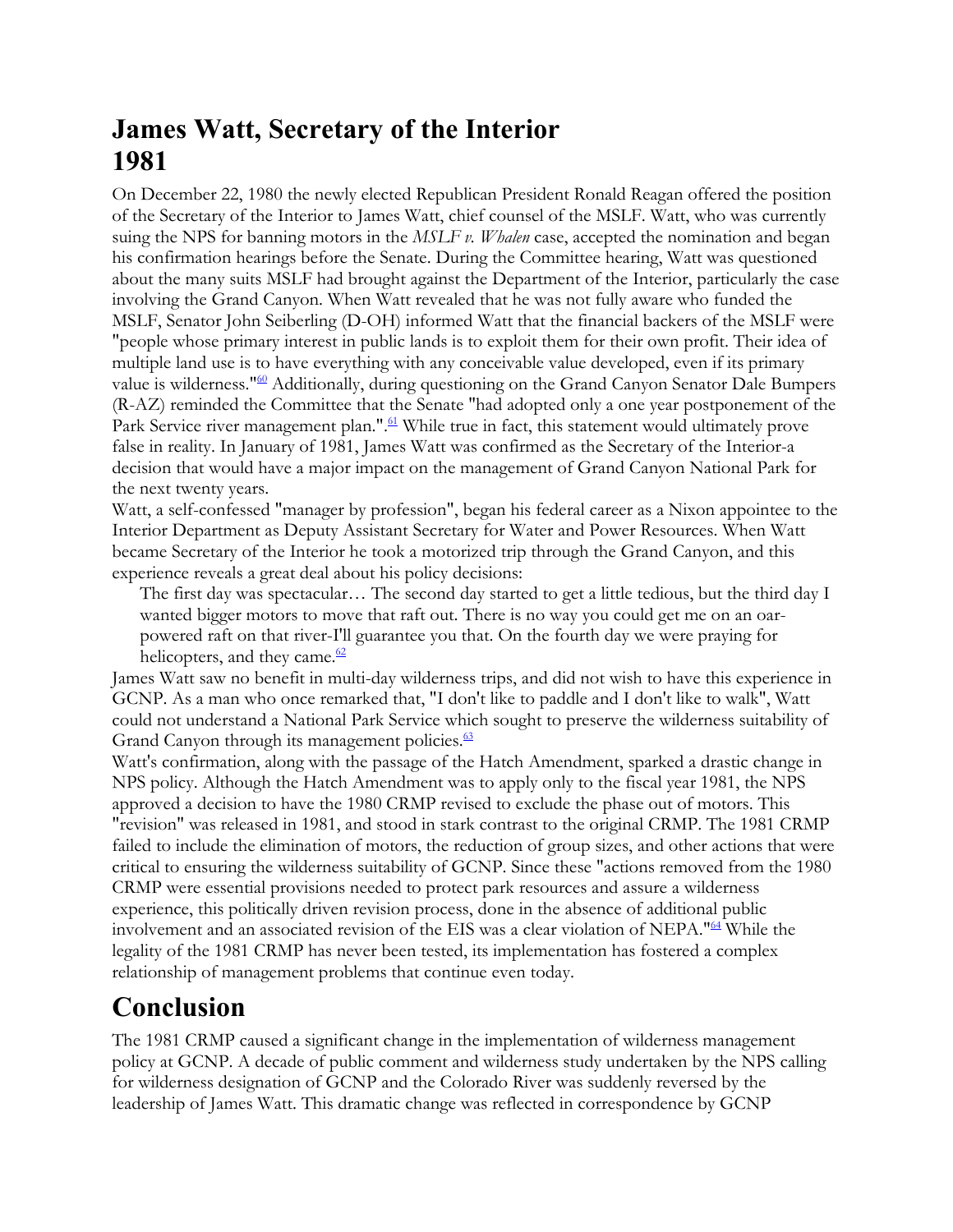## James Watt, Secretary of the Interior 1981

On December 22, 1980 the newly elected Republican President Ronald Reagan offered the position of the Secretary of the Interior to James Watt, chief counsel of the MSLF. Watt, who was currently suing the NPS for banning motors in the *MSLF v. Whalen* case, accepted the nomination and began his confirmation hearings before the Senate. During the Committee hearing, Watt was questioned about the many suits MSLF had brought against the Department of the Interior, particularly the case involving the Grand Canyon. When Watt revealed that he was not fully aware who funded the MSLF, Senator John Seiberling (D-OH) informed Watt that the financial backers of the MSLF were "people whose primary interest in public lands is to exploit them for their own profit. Their idea of multiple land use is to have everything with any conceivable value developed, even if its primary value is wilderness."[60] Additionally, during questioning on the Grand Canyon Senator Dale Bumpers (R-AZ) reminded the Committee that the Senate "had adopted only a one year postponement of the Park Service river management plan.".[61] While true in fact, this statement would ultimately prove false in reality. In January of 1981, James Watt was confirmed as the Secretary of the Interior-a decision that would have a major impact on the management of Grand Canyon National Park for the next twenty years.

Watt, a self-confessed "manager by profession", began his federal career as a Nixon appointee to the Interior Department as Deputy Assistant Secretary for Water and Power Resources. When Watt became Secretary of the Interior he took a motorized trip through the Grand Canyon, and this experience reveals a great deal about his policy decisions:

> The first day was spectacular… The second day started to get a little tedious, but the third day I wanted bigger motors to move that raft out. There is no way you could get me on an oar-powered raft on that river-I'll guarantee you that. On the fourth day we were praying for helicopters, and they came.[62]

James Watt saw no benefit in multi-day wilderness trips, and did not wish to have this experience in GCNP. As a man who once remarked that, "I don't like to paddle and I don't like to walk", Watt could not understand a National Park Service which sought to preserve the wilderness suitability of Grand Canyon through its management policies.[63]

Watt's confirmation, along with the passage of the Hatch Amendment, sparked a drastic change in NPS policy. Although the Hatch Amendment was to apply only to the fiscal year 1981, the NPS approved a decision to have the 1980 CRMP revised to exclude the phase out of motors. This "revision" was released in 1981, and stood in stark contrast to the original CRMP. The 1981 CRMP failed to include the elimination of motors, the reduction of group sizes, and other actions that were critical to ensuring the wilderness suitability of GCNP. Since these "actions removed from the 1980 CRMP were essential provisions needed to protect park resources and assure a wilderness experience, this politically driven revision process, done in the absence of additional public involvement and an associated revision of the EIS was a clear violation of NEPA."[64] While the legality of the 1981 CRMP has never been tested, its implementation has fostered a complex relationship of management problems that continue even today.

## Conclusion

The 1981 CRMP caused a significant change in the implementation of wilderness management policy at GCNP. A decade of public comment and wilderness study undertaken by the NPS calling for wilderness designation of GCNP and the Colorado River was suddenly reversed by the leadership of James Watt. This dramatic change was reflected in correspondence by GCNP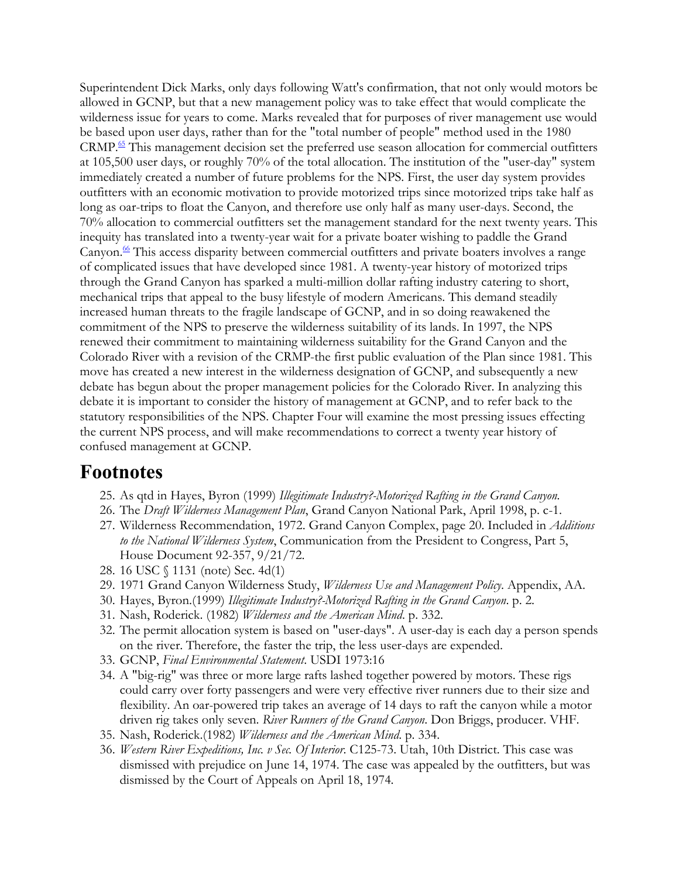Superintendent Dick Marks, only days following Watt's confirmation, that not only would motors be allowed in GCNP, but that a new management policy was to take effect that would complicate the wilderness issue for years to come. Marks revealed that for purposes of river management use would be based upon user days, rather than for the "total number of people" method used in the 1980 CRMP.[65] This management decision set the preferred use season allocation for commercial outfitters at 105,500 user days, or roughly 70% of the total allocation. The institution of the "user-day" system immediately created a number of future problems for the NPS. First, the user day system provides outfitters with an economic motivation to provide motorized trips since motorized trips take half as long as oar-trips to float the Canyon, and therefore use only half as many user-days. Second, the 70% allocation to commercial outfitters set the management standard for the next twenty years. This inequity has translated into a twenty-year wait for a private boater wishing to paddle the Grand Canyon.[66] This access disparity between commercial outfitters and private boaters involves a range of complicated issues that have developed since 1981. A twenty-year history of motorized trips through the Grand Canyon has sparked a multi-million dollar rafting industry catering to short, mechanical trips that appeal to the busy lifestyle of modern Americans. This demand steadily increased human threats to the fragile landscape of GCNP, and in so doing reawakened the commitment of the NPS to preserve the wilderness suitability of its lands. In 1997, the NPS renewed their commitment to maintaining wilderness suitability for the Grand Canyon and the Colorado River with a revision of the CRMP-the first public evaluation of the Plan since 1981. This move has created a new interest in the wilderness designation of GCNP, and subsequently a new debate has begun about the proper management policies for the Colorado River. In analyzing this debate it is important to consider the history of management at GCNP, and to refer back to the statutory responsibilities of the NPS. Chapter Four will examine the most pressing issues effecting the current NPS process, and will make recommendations to correct a twenty year history of confused management at GCNP.

## Footnotes

25. As qtd in Hayes, Byron (1999) *Illegitimate Industry?-Motorized Rafting in the Grand Canyon.*
26. The *Draft Wilderness Management Plan*, Grand Canyon National Park, April 1998, p. c-1.
27. Wilderness Recommendation, 1972. Grand Canyon Complex, page 20. Included in *Additions to the National Wilderness System*, Communication from the President to Congress, Part 5, House Document 92-357, 9/21/72.
28. 16 USC § 1131 (note) Sec. 4d(1)
29. 1971 Grand Canyon Wilderness Study, *Wilderness Use and Management Policy.* Appendix, AA.
30. Hayes, Byron.(1999) *Illegitimate Industry?-Motorized Rafting in the Grand Canyon*. p. 2.
31. Nash, Roderick. (1982) *Wilderness and the American Mind*. p. 332.
32. The permit allocation system is based on "user-days". A user-day is each day a person spends on the river. Therefore, the faster the trip, the less user-days are expended.
33. GCNP, *Final Environmental Statement*. USDI 1973:16
34. A "big-rig" was three or more large rafts lashed together powered by motors. These rigs could carry over forty passengers and were very effective river runners due to their size and flexibility. An oar-powered trip takes an average of 14 days to raft the canyon while a motor driven rig takes only seven. *River Runners of the Grand Canyon*. Don Briggs, producer. VHF.
35. Nash, Roderick.(1982) *Wilderness and the American Mind*. p. 334.
36. *Western River Expeditions, Inc. v Sec. Of Interior*. C125-73. Utah, 10th District. This case was dismissed with prejudice on June 14, 1974. The case was appealed by the outfitters, but was dismissed by the Court of Appeals on April 18, 1974.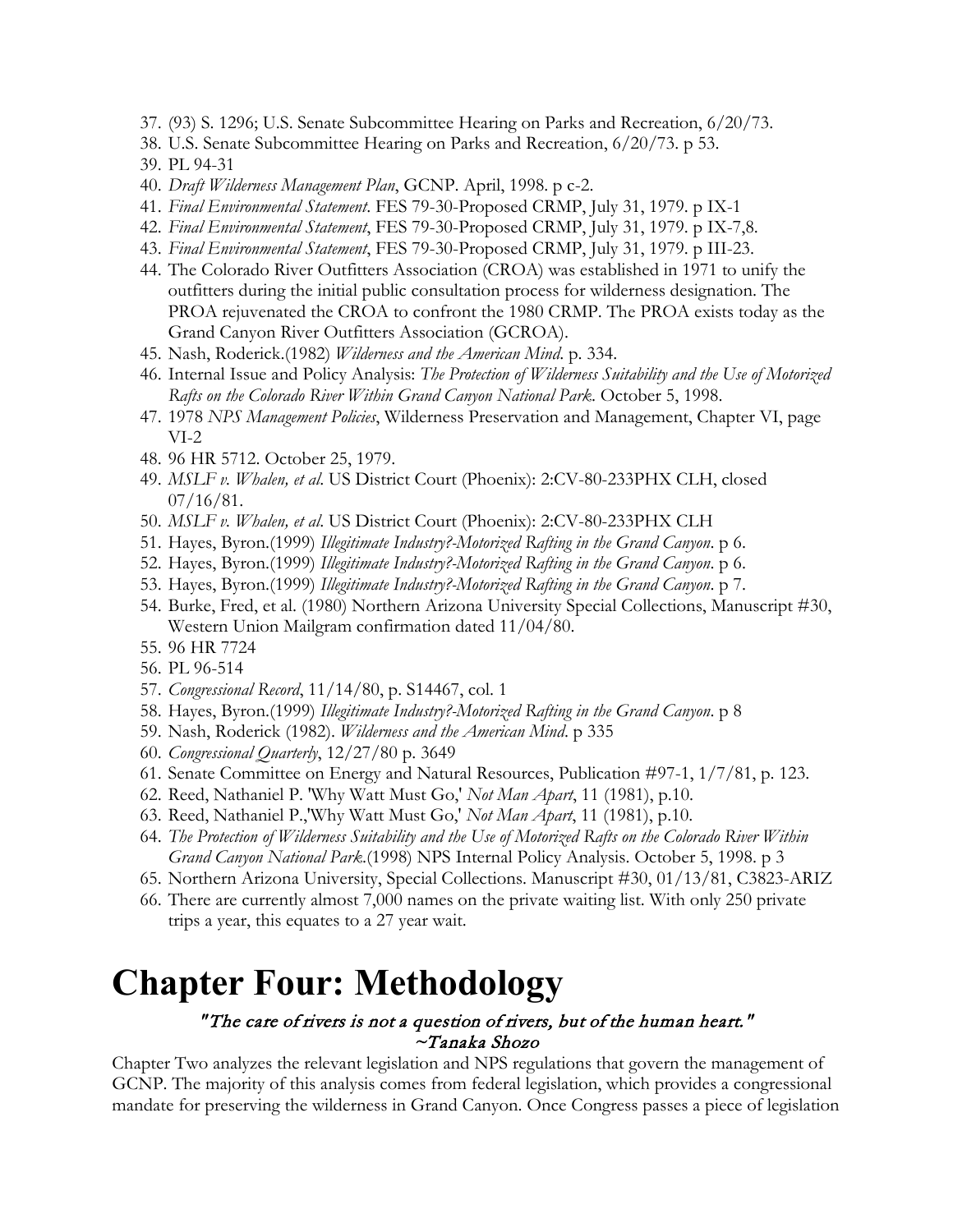37. (93) S. 1296; U.S. Senate Subcommittee Hearing on Parks and Recreation, 6/20/73.
38. U.S. Senate Subcommittee Hearing on Parks and Recreation, 6/20/73. p 53.
39. PL 94-31
40. *Draft Wilderness Management Plan*, GCNP. April, 1998. p c-2.
41. *Final Environmental Statement*. FES 79-30-Proposed CRMP, July 31, 1979. p IX-1
42. *Final Environmental Statement*, FES 79-30-Proposed CRMP, July 31, 1979. p IX-7,8.
43. *Final Environmental Statement*, FES 79-30-Proposed CRMP, July 31, 1979. p III-23.
44. The Colorado River Outfitters Association (CROA) was established in 1971 to unify the outfitters during the initial public consultation process for wilderness designation. The PROA rejuvenated the CROA to confront the 1980 CRMP. The PROA exists today as the Grand Canyon River Outfitters Association (GCROA).
45. Nash, Roderick.(1982) *Wilderness and the American Mind*. p. 334.
46. Internal Issue and Policy Analysis: *The Protection of Wilderness Suitability and the Use of Motorized Rafts on the Colorado River Within Grand Canyon National Park*. October 5, 1998.
47. 1978 *NPS Management Policies*, Wilderness Preservation and Management, Chapter VI, page VI-2
48. 96 HR 5712. October 25, 1979.
49. *MSLF v. Whalen, et al*. US District Court (Phoenix): 2:CV-80-233PHX CLH, closed 07/16/81.
50. *MSLF v. Whalen, et al*. US District Court (Phoenix): 2:CV-80-233PHX CLH
51. Hayes, Byron.(1999) *Illegitimate Industry?-Motorized Rafting in the Grand Canyon*. p 6.
52. Hayes, Byron.(1999) *Illegitimate Industry?-Motorized Rafting in the Grand Canyon*. p 6.
53. Hayes, Byron.(1999) *Illegitimate Industry?-Motorized Rafting in the Grand Canyon*. p 7.
54. Burke, Fred, et al. (1980) Northern Arizona University Special Collections, Manuscript #30, Western Union Mailgram confirmation dated 11/04/80.
55. 96 HR 7724
56. PL 96-514
57. *Congressional Record*, 11/14/80, p. S14467, col. 1
58. Hayes, Byron.(1999) *Illegitimate Industry?-Motorized Rafting in the Grand Canyon*. p 8
59. Nash, Roderick (1982). *Wilderness and the American Mind*. p 335
60. *Congressional Quarterly*, 12/27/80 p. 3649
61. Senate Committee on Energy and Natural Resources, Publication #97-1, 1/7/81, p. 123.
62. Reed, Nathaniel P. 'Why Watt Must Go,' *Not Man Apart*, 11 (1981), p.10.
63. Reed, Nathaniel P.,'Why Watt Must Go,' *Not Man Apart*, 11 (1981), p.10.
64. *The Protection of Wilderness Suitability and the Use of Motorized Rafts on the Colorado River Within Grand Canyon National Park*.(1998) NPS Internal Policy Analysis. October 5, 1998. p 3
65. Northern Arizona University, Special Collections. Manuscript #30, 01/13/81, C3823-ARIZ
66. There are currently almost 7,000 names on the private waiting list. With only 250 private trips a year, this equates to a 27 year wait.

# Chapter Four: Methodology

*"The care of rivers is not a question of rivers, but of the human heart."*
*~Tanaka Shozo*

Chapter Two analyzes the relevant legislation and NPS regulations that govern the management of GCNP. The majority of this analysis comes from federal legislation, which provides a congressional mandate for preserving the wilderness in Grand Canyon. Once Congress passes a piece of legislation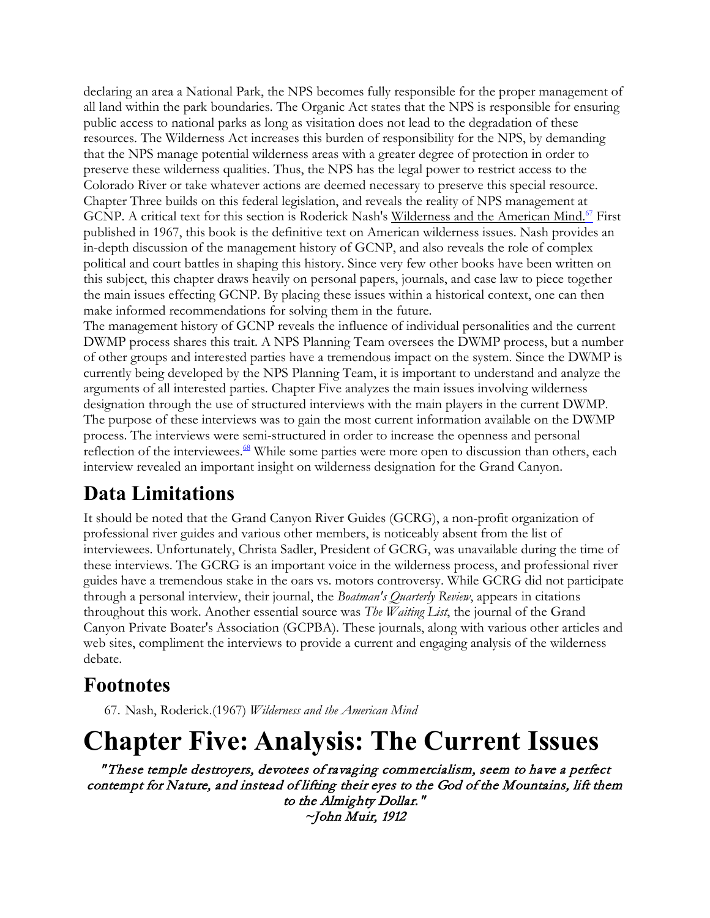declaring an area a National Park, the NPS becomes fully responsible for the proper management of all land within the park boundaries. The Organic Act states that the NPS is responsible for ensuring public access to national parks as long as visitation does not lead to the degradation of these resources. The Wilderness Act increases this burden of responsibility for the NPS, by demanding that the NPS manage potential wilderness areas with a greater degree of protection in order to preserve these wilderness qualities. Thus, the NPS has the legal power to restrict access to the Colorado River or take whatever actions are deemed necessary to preserve this special resource. Chapter Three builds on this federal legislation, and reveals the reality of NPS management at GCNP. A critical text for this section is Roderick Nash's Wilderness and the American Mind.[67] First published in 1967, this book is the definitive text on American wilderness issues. Nash provides an in-depth discussion of the management history of GCNP, and also reveals the role of complex political and court battles in shaping this history. Since very few other books have been written on this subject, this chapter draws heavily on personal papers, journals, and case law to piece together the main issues effecting GCNP. By placing these issues within a historical context, one can then make informed recommendations for solving them in the future.

The management history of GCNP reveals the influence of individual personalities and the current DWMP process shares this trait. A NPS Planning Team oversees the DWMP process, but a number of other groups and interested parties have a tremendous impact on the system. Since the DWMP is currently being developed by the NPS Planning Team, it is important to understand and analyze the arguments of all interested parties. Chapter Five analyzes the main issues involving wilderness designation through the use of structured interviews with the main players in the current DWMP. The purpose of these interviews was to gain the most current information available on the DWMP process. The interviews were semi-structured in order to increase the openness and personal reflection of the interviewees.[68] While some parties were more open to discussion than others, each interview revealed an important insight on wilderness designation for the Grand Canyon.

## Data Limitations

It should be noted that the Grand Canyon River Guides (GCRG), a non-profit organization of professional river guides and various other members, is noticeably absent from the list of interviewees. Unfortunately, Christa Sadler, President of GCRG, was unavailable during the time of these interviews. The GCRG is an important voice in the wilderness process, and professional river guides have a tremendous stake in the oars vs. motors controversy. While GCRG did not participate through a personal interview, their journal, the *Boatman's Quarterly Review*, appears in citations throughout this work. Another essential source was *The Waiting List*, the journal of the Grand Canyon Private Boater's Association (GCPBA). These journals, along with various other articles and web sites, compliment the interviews to provide a current and engaging analysis of the wilderness debate.

## Footnotes

67. Nash, Roderick.(1967) *Wilderness and the American Mind*

# Chapter Five: Analysis: The Current Issues

*"These temple destroyers, devotees of ravaging commercialism, seem to have a perfect contempt for Nature, and instead of lifting their eyes to the God of the Mountains, lift them to the Almighty Dollar."*
*~John Muir, 1912*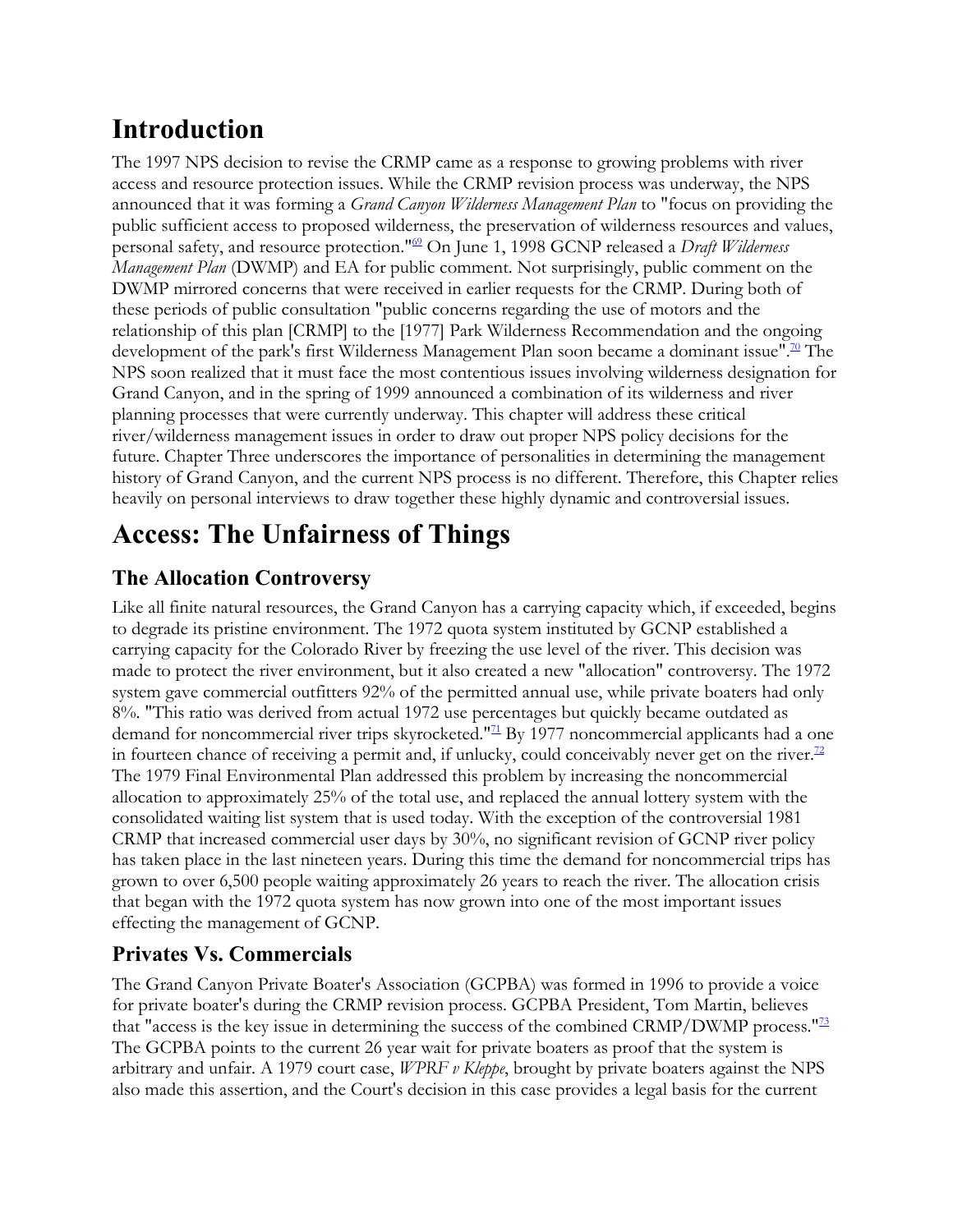# Introduction

The 1997 NPS decision to revise the CRMP came as a response to growing problems with river access and resource protection issues. While the CRMP revision process was underway, the NPS announced that it was forming a *Grand Canyon Wilderness Management Plan* to "focus on providing the public sufficient access to proposed wilderness, the preservation of wilderness resources and values, personal safety, and resource protection."[69] On June 1, 1998 GCNP released a *Draft Wilderness Management Plan* (DWMP) and EA for public comment. Not surprisingly, public comment on the DWMP mirrored concerns that were received in earlier requests for the CRMP. During both of these periods of public consultation "public concerns regarding the use of motors and the relationship of this plan [CRMP] to the [1977] Park Wilderness Recommendation and the ongoing development of the park's first Wilderness Management Plan soon became a dominant issue".[70] The NPS soon realized that it must face the most contentious issues involving wilderness designation for Grand Canyon, and in the spring of 1999 announced a combination of its wilderness and river planning processes that were currently underway. This chapter will address these critical river/wilderness management issues in order to draw out proper NPS policy decisions for the future. Chapter Three underscores the importance of personalities in determining the management history of Grand Canyon, and the current NPS process is no different. Therefore, this Chapter relies heavily on personal interviews to draw together these highly dynamic and controversial issues.

# Access: The Unfairness of Things

## The Allocation Controversy

Like all finite natural resources, the Grand Canyon has a carrying capacity which, if exceeded, begins to degrade its pristine environment. The 1972 quota system instituted by GCNP established a carrying capacity for the Colorado River by freezing the use level of the river. This decision was made to protect the river environment, but it also created a new "allocation" controversy. The 1972 system gave commercial outfitters 92% of the permitted annual use, while private boaters had only 8%. "This ratio was derived from actual 1972 use percentages but quickly became outdated as demand for noncommercial river trips skyrocketed."[71] By 1977 noncommercial applicants had a one in fourteen chance of receiving a permit and, if unlucky, could conceivably never get on the river.[72] The 1979 Final Environmental Plan addressed this problem by increasing the noncommercial allocation to approximately 25% of the total use, and replaced the annual lottery system with the consolidated waiting list system that is used today. With the exception of the controversial 1981 CRMP that increased commercial user days by 30%, no significant revision of GCNP river policy has taken place in the last nineteen years. During this time the demand for noncommercial trips has grown to over 6,500 people waiting approximately 26 years to reach the river. The allocation crisis that began with the 1972 quota system has now grown into one of the most important issues effecting the management of GCNP.

## Privates Vs. Commercials

The Grand Canyon Private Boater's Association (GCPBA) was formed in 1996 to provide a voice for private boater's during the CRMP revision process. GCPBA President, Tom Martin, believes that "access is the key issue in determining the success of the combined CRMP/DWMP process."[73] The GCPBA points to the current 26 year wait for private boaters as proof that the system is arbitrary and unfair. A 1979 court case, *WPRF v Kleppe*, brought by private boaters against the NPS also made this assertion, and the Court's decision in this case provides a legal basis for the current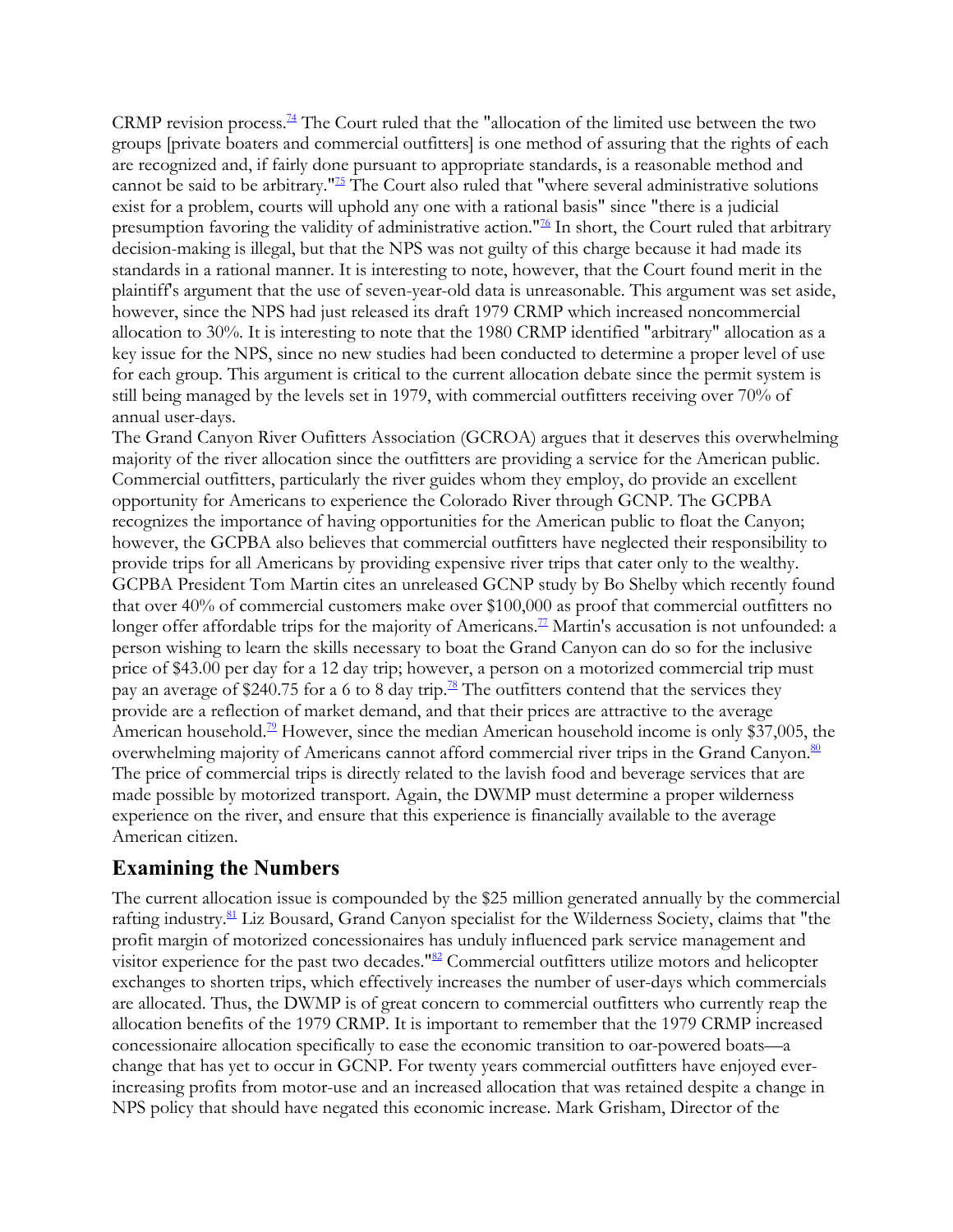CRMP revision process.[74] The Court ruled that the "allocation of the limited use between the two groups [private boaters and commercial outfitters] is one method of assuring that the rights of each are recognized and, if fairly done pursuant to appropriate standards, is a reasonable method and cannot be said to be arbitrary."[75] The Court also ruled that "where several administrative solutions exist for a problem, courts will uphold any one with a rational basis" since "there is a judicial presumption favoring the validity of administrative action."[76] In short, the Court ruled that arbitrary decision-making is illegal, but that the NPS was not guilty of this charge because it had made its standards in a rational manner. It is interesting to note, however, that the Court found merit in the plaintiff's argument that the use of seven-year-old data is unreasonable. This argument was set aside, however, since the NPS had just released its draft 1979 CRMP which increased noncommercial allocation to 30%. It is interesting to note that the 1980 CRMP identified "arbitrary" allocation as a key issue for the NPS, since no new studies had been conducted to determine a proper level of use for each group. This argument is critical to the current allocation debate since the permit system is still being managed by the levels set in 1979, with commercial outfitters receiving over 70% of annual user-days.

The Grand Canyon River Oufitters Association (GCROA) argues that it deserves this overwhelming majority of the river allocation since the outfitters are providing a service for the American public. Commercial outfitters, particularly the river guides whom they employ, do provide an excellent opportunity for Americans to experience the Colorado River through GCNP. The GCPBA recognizes the importance of having opportunities for the American public to float the Canyon; however, the GCPBA also believes that commercial outfitters have neglected their responsibility to provide trips for all Americans by providing expensive river trips that cater only to the wealthy. GCPBA President Tom Martin cites an unreleased GCNP study by Bo Shelby which recently found that over 40% of commercial customers make over $100,000 as proof that commercial outfitters no longer offer affordable trips for the majority of Americans.[77] Martin's accusation is not unfounded: a person wishing to learn the skills necessary to boat the Grand Canyon can do so for the inclusive price of $43.00 per day for a 12 day trip; however, a person on a motorized commercial trip must pay an average of $240.75 for a 6 to 8 day trip.[78] The outfitters contend that the services they provide are a reflection of market demand, and that their prices are attractive to the average American household.[79] However, since the median American household income is only $37,005, the overwhelming majority of Americans cannot afford commercial river trips in the Grand Canyon.[80] The price of commercial trips is directly related to the lavish food and beverage services that are made possible by motorized transport. Again, the DWMP must determine a proper wilderness experience on the river, and ensure that this experience is financially available to the average American citizen.

## Examining the Numbers

The current allocation issue is compounded by the $25 million generated annually by the commercial rafting industry.[81] Liz Bousard, Grand Canyon specialist for the Wilderness Society, claims that "the profit margin of motorized concessionaires has unduly influenced park service management and visitor experience for the past two decades."[82] Commercial outfitters utilize motors and helicopter exchanges to shorten trips, which effectively increases the number of user-days which commercials are allocated. Thus, the DWMP is of great concern to commercial outfitters who currently reap the allocation benefits of the 1979 CRMP. It is important to remember that the 1979 CRMP increased concessionaire allocation specifically to ease the economic transition to oar-powered boats—a change that has yet to occur in GCNP. For twenty years commercial outfitters have enjoyed ever-increasing profits from motor-use and an increased allocation that was retained despite a change in NPS policy that should have negated this economic increase. Mark Grisham, Director of the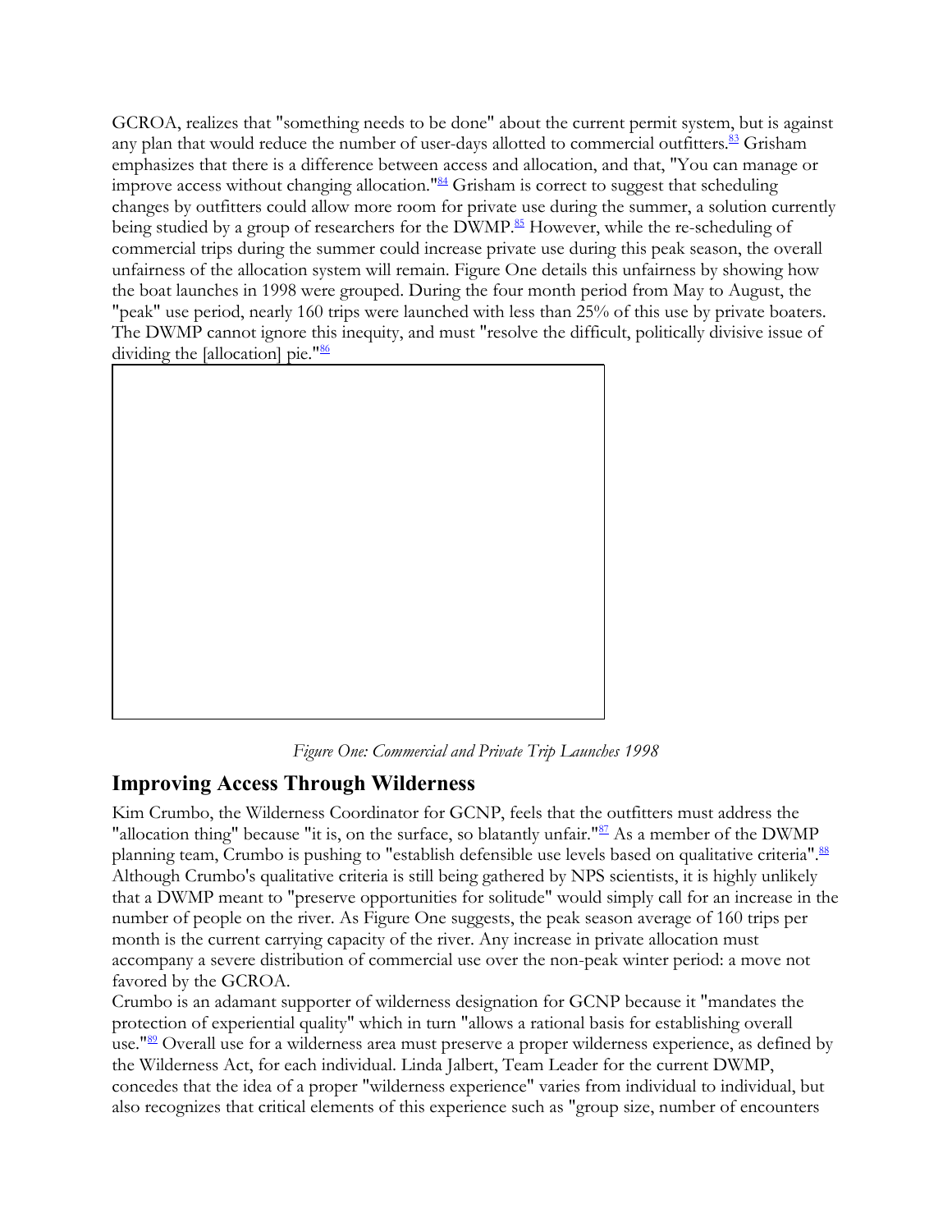GCROA, realizes that "something needs to be done" about the current permit system, but is against any plan that would reduce the number of user-days allotted to commercial outfitters.[83] Grisham emphasizes that there is a difference between access and allocation, and that, "You can manage or improve access without changing allocation."[84] Grisham is correct to suggest that scheduling changes by outfitters could allow more room for private use during the summer, a solution currently being studied by a group of researchers for the DWMP.[85] However, while the re-scheduling of commercial trips during the summer could increase private use during this peak season, the overall unfairness of the allocation system will remain. Figure One details this unfairness by showing how the boat launches in 1998 were grouped. During the four month period from May to August, the "peak" use period, nearly 160 trips were launched with less than 25% of this use by private boaters. The DWMP cannot ignore this inequity, and must "resolve the difficult, politically divisive issue of dividing the [allocation] pie."[86]

*Figure One: Commercial and Private Trip Launches 1998*

## Improving Access Through Wilderness

Kim Crumbo, the Wilderness Coordinator for GCNP, feels that the outfitters must address the "allocation thing" because "it is, on the surface, so blatantly unfair."[87] As a member of the DWMP planning team, Crumbo is pushing to "establish defensible use levels based on qualitative criteria".[88] Although Crumbo's qualitative criteria is still being gathered by NPS scientists, it is highly unlikely that a DWMP meant to "preserve opportunities for solitude" would simply call for an increase in the number of people on the river. As Figure One suggests, the peak season average of 160 trips per month is the current carrying capacity of the river. Any increase in private allocation must accompany a severe distribution of commercial use over the non-peak winter period: a move not favored by the GCROA.

Crumbo is an adamant supporter of wilderness designation for GCNP because it "mandates the protection of experiential quality" which in turn "allows a rational basis for establishing overall use."[89] Overall use for a wilderness area must preserve a proper wilderness experience, as defined by the Wilderness Act, for each individual. Linda Jalbert, Team Leader for the current DWMP, concedes that the idea of a proper "wilderness experience" varies from individual to individual, but also recognizes that critical elements of this experience such as "group size, number of encounters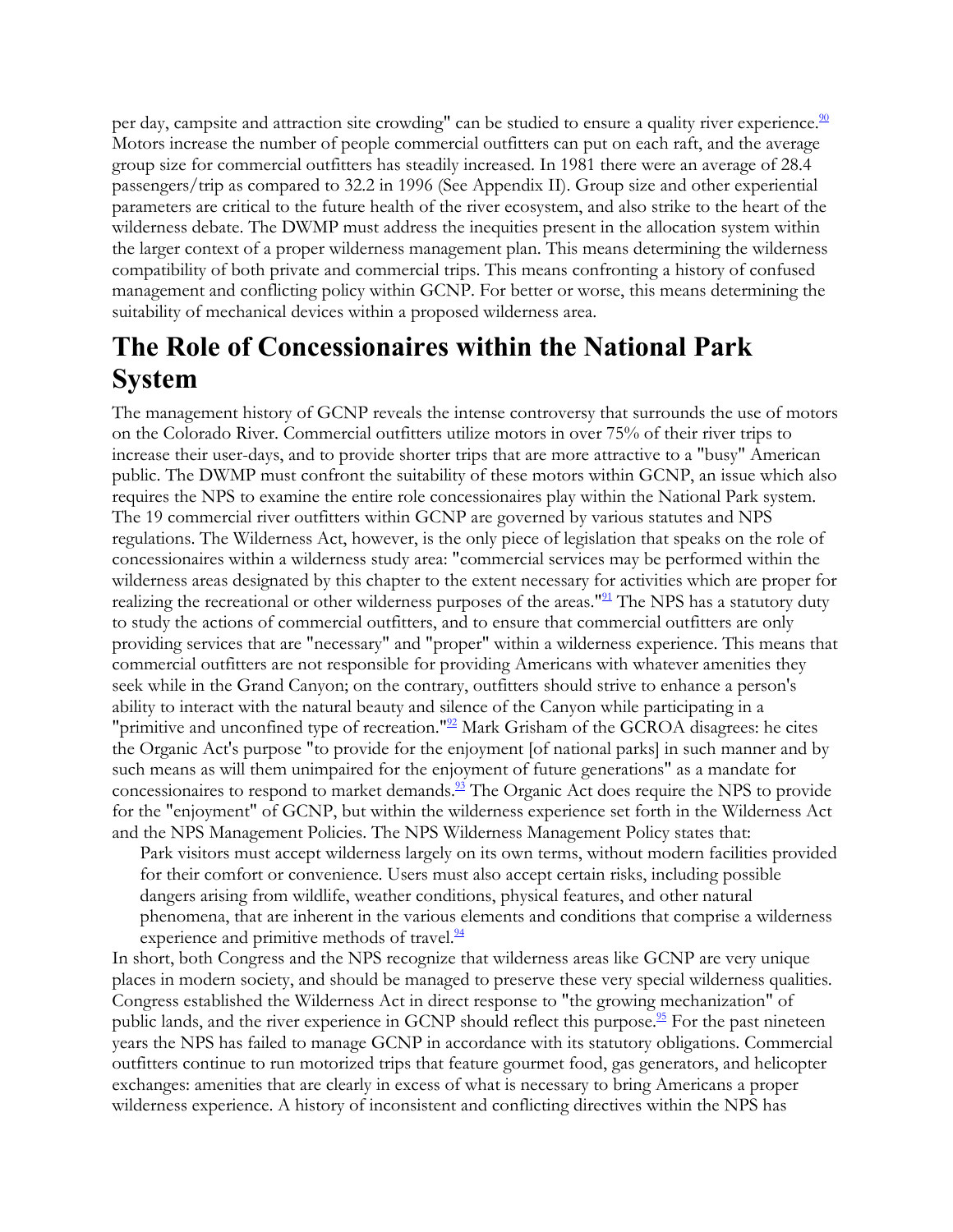per day, campsite and attraction site crowding" can be studied to ensure a quality river experience.[90] Motors increase the number of people commercial outfitters can put on each raft, and the average group size for commercial outfitters has steadily increased. In 1981 there were an average of 28.4 passengers/trip as compared to 32.2 in 1996 (See Appendix II). Group size and other experiential parameters are critical to the future health of the river ecosystem, and also strike to the heart of the wilderness debate. The DWMP must address the inequities present in the allocation system within the larger context of a proper wilderness management plan. This means determining the wilderness compatibility of both private and commercial trips. This means confronting a history of confused management and conflicting policy within GCNP. For better or worse, this means determining the suitability of mechanical devices within a proposed wilderness area.

# The Role of Concessionaires within the National Park System

The management history of GCNP reveals the intense controversy that surrounds the use of motors on the Colorado River. Commercial outfitters utilize motors in over 75% of their river trips to increase their user-days, and to provide shorter trips that are more attractive to a "busy" American public. The DWMP must confront the suitability of these motors within GCNP, an issue which also requires the NPS to examine the entire role concessionaires play within the National Park system. The 19 commercial river outfitters within GCNP are governed by various statutes and NPS regulations. The Wilderness Act, however, is the only piece of legislation that speaks on the role of concessionaires within a wilderness study area: "commercial services may be performed within the wilderness areas designated by this chapter to the extent necessary for activities which are proper for realizing the recreational or other wilderness purposes of the areas."[91] The NPS has a statutory duty to study the actions of commercial outfitters, and to ensure that commercial outfitters are only providing services that are "necessary" and "proper" within a wilderness experience. This means that commercial outfitters are not responsible for providing Americans with whatever amenities they seek while in the Grand Canyon; on the contrary, outfitters should strive to enhance a person's ability to interact with the natural beauty and silence of the Canyon while participating in a "primitive and unconfined type of recreation."[92] Mark Grisham of the GCROA disagrees: he cites the Organic Act's purpose "to provide for the enjoyment [of national parks] in such manner and by such means as will them unimpaired for the enjoyment of future generations" as a mandate for concessionaires to respond to market demands.[93] The Organic Act does require the NPS to provide for the "enjoyment" of GCNP, but within the wilderness experience set forth in the Wilderness Act and the NPS Management Policies. The NPS Wilderness Management Policy states that:

> Park visitors must accept wilderness largely on its own terms, without modern facilities provided for their comfort or convenience. Users must also accept certain risks, including possible dangers arising from wildlife, weather conditions, physical features, and other natural phenomena, that are inherent in the various elements and conditions that comprise a wilderness experience and primitive methods of travel.[94]

In short, both Congress and the NPS recognize that wilderness areas like GCNP are very unique places in modern society, and should be managed to preserve these very special wilderness qualities. Congress established the Wilderness Act in direct response to "the growing mechanization" of public lands, and the river experience in GCNP should reflect this purpose.[95] For the past nineteen years the NPS has failed to manage GCNP in accordance with its statutory obligations. Commercial outfitters continue to run motorized trips that feature gourmet food, gas generators, and helicopter exchanges: amenities that are clearly in excess of what is necessary to bring Americans a proper wilderness experience. A history of inconsistent and conflicting directives within the NPS has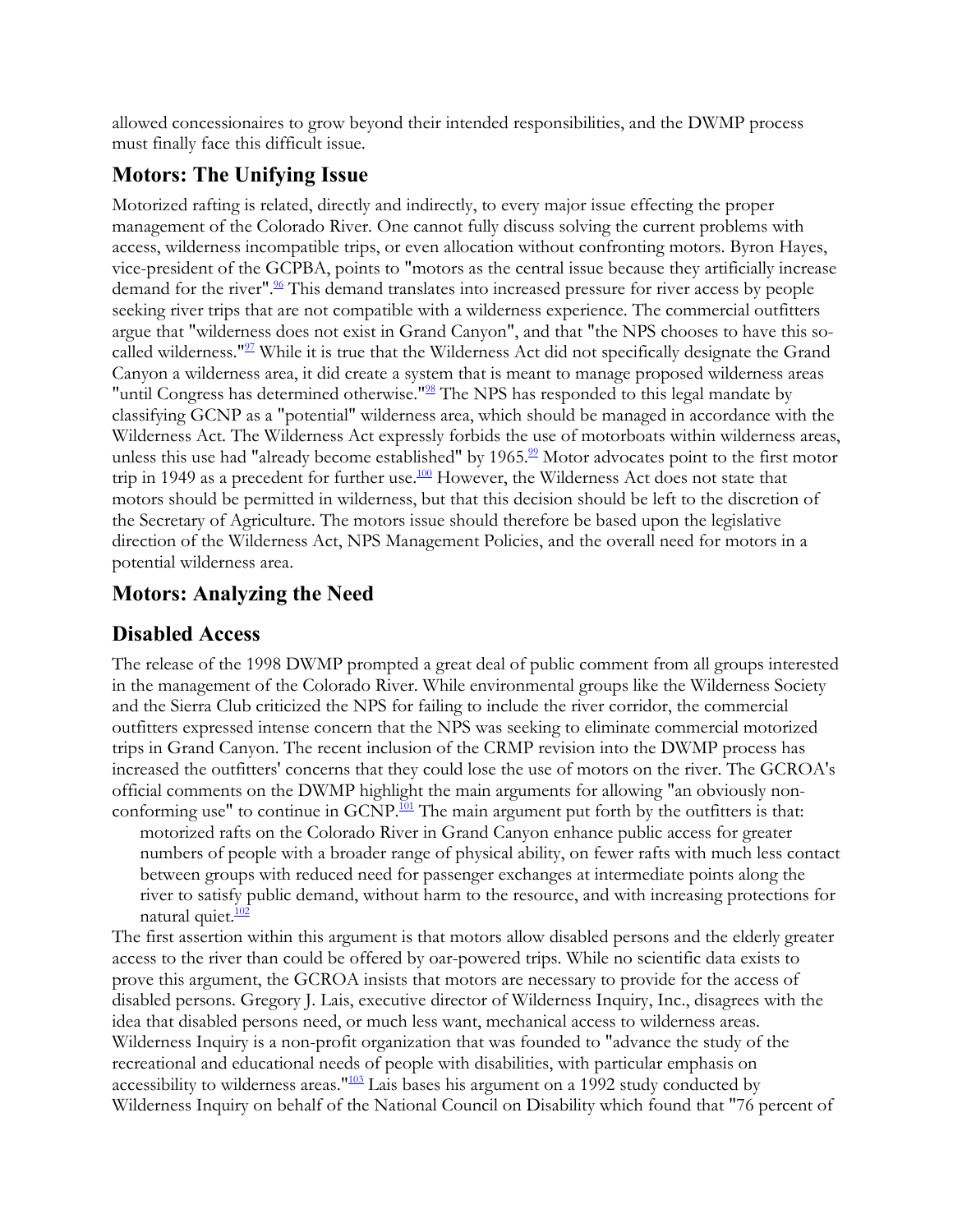allowed concessionaires to grow beyond their intended responsibilities, and the DWMP process must finally face this difficult issue.

## Motors: The Unifying Issue

Motorized rafting is related, directly and indirectly, to every major issue effecting the proper management of the Colorado River. One cannot fully discuss solving the current problems with access, wilderness incompatible trips, or even allocation without confronting motors. Byron Hayes, vice-president of the GCPBA, points to "motors as the central issue because they artificially increase demand for the river".[96] This demand translates into increased pressure for river access by people seeking river trips that are not compatible with a wilderness experience. The commercial outfitters argue that "wilderness does not exist in Grand Canyon", and that "the NPS chooses to have this so-called wilderness."[97] While it is true that the Wilderness Act did not specifically designate the Grand Canyon a wilderness area, it did create a system that is meant to manage proposed wilderness areas "until Congress has determined otherwise."[98] The NPS has responded to this legal mandate by classifying GCNP as a "potential" wilderness area, which should be managed in accordance with the Wilderness Act. The Wilderness Act expressly forbids the use of motorboats within wilderness areas, unless this use had "already become established" by 1965.[99] Motor advocates point to the first motor trip in 1949 as a precedent for further use.[100] However, the Wilderness Act does not state that motors should be permitted in wilderness, but that this decision should be left to the discretion of the Secretary of Agriculture. The motors issue should therefore be based upon the legislative direction of the Wilderness Act, NPS Management Policies, and the overall need for motors in a potential wilderness area.

## Motors: Analyzing the Need

## Disabled Access

The release of the 1998 DWMP prompted a great deal of public comment from all groups interested in the management of the Colorado River. While environmental groups like the Wilderness Society and the Sierra Club criticized the NPS for failing to include the river corridor, the commercial outfitters expressed intense concern that the NPS was seeking to eliminate commercial motorized trips in Grand Canyon. The recent inclusion of the CRMP revision into the DWMP process has increased the outfitters' concerns that they could lose the use of motors on the river. The GCROA's official comments on the DWMP highlight the main arguments for allowing "an obviously non-conforming use" to continue in GCNP.[101] The main argument put forth by the outfitters is that:

> motorized rafts on the Colorado River in Grand Canyon enhance public access for greater numbers of people with a broader range of physical ability, on fewer rafts with much less contact between groups with reduced need for passenger exchanges at intermediate points along the river to satisfy public demand, without harm to the resource, and with increasing protections for natural quiet.[102]

The first assertion within this argument is that motors allow disabled persons and the elderly greater access to the river than could be offered by oar-powered trips. While no scientific data exists to prove this argument, the GCROA insists that motors are necessary to provide for the access of disabled persons. Gregory J. Lais, executive director of Wilderness Inquiry, Inc., disagrees with the idea that disabled persons need, or much less want, mechanical access to wilderness areas. Wilderness Inquiry is a non-profit organization that was founded to "advance the study of the recreational and educational needs of people with disabilities, with particular emphasis on accessibility to wilderness areas."[103] Lais bases his argument on a 1992 study conducted by Wilderness Inquiry on behalf of the National Council on Disability which found that "76 percent of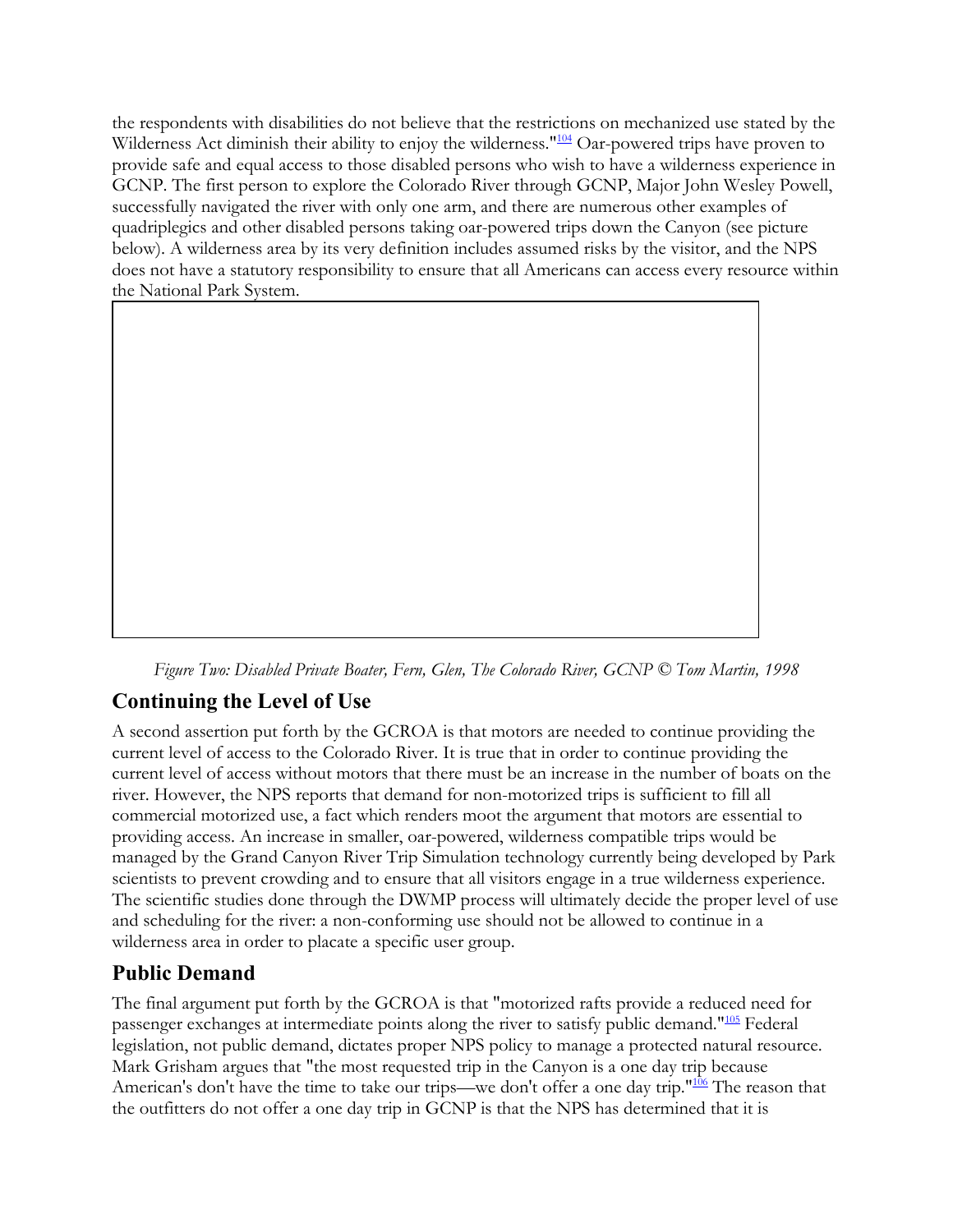the respondents with disabilities do not believe that the restrictions on mechanized use stated by the Wilderness Act diminish their ability to enjoy the wilderness."[104] Oar-powered trips have proven to provide safe and equal access to those disabled persons who wish to have a wilderness experience in GCNP. The first person to explore the Colorado River through GCNP, Major John Wesley Powell, successfully navigated the river with only one arm, and there are numerous other examples of quadriplegics and other disabled persons taking oar-powered trips down the Canyon (see picture below). A wilderness area by its very definition includes assumed risks by the visitor, and the NPS does not have a statutory responsibility to ensure that all Americans can access every resource within the National Park System.

*Figure Two: Disabled Private Boater, Fern, Glen, The Colorado River, GCNP © Tom Martin, 1998*

## Continuing the Level of Use

A second assertion put forth by the GCROA is that motors are needed to continue providing the current level of access to the Colorado River. It is true that in order to continue providing the current level of access without motors that there must be an increase in the number of boats on the river. However, the NPS reports that demand for non-motorized trips is sufficient to fill all commercial motorized use, a fact which renders moot the argument that motors are essential to providing access. An increase in smaller, oar-powered, wilderness compatible trips would be managed by the Grand Canyon River Trip Simulation technology currently being developed by Park scientists to prevent crowding and to ensure that all visitors engage in a true wilderness experience. The scientific studies done through the DWMP process will ultimately decide the proper level of use and scheduling for the river: a non-conforming use should not be allowed to continue in a wilderness area in order to placate a specific user group.

## Public Demand

The final argument put forth by the GCROA is that "motorized rafts provide a reduced need for passenger exchanges at intermediate points along the river to satisfy public demand."[105] Federal legislation, not public demand, dictates proper NPS policy to manage a protected natural resource. Mark Grisham argues that "the most requested trip in the Canyon is a one day trip because American's don't have the time to take our trips—we don't offer a one day trip."[106] The reason that the outfitters do not offer a one day trip in GCNP is that the NPS has determined that it is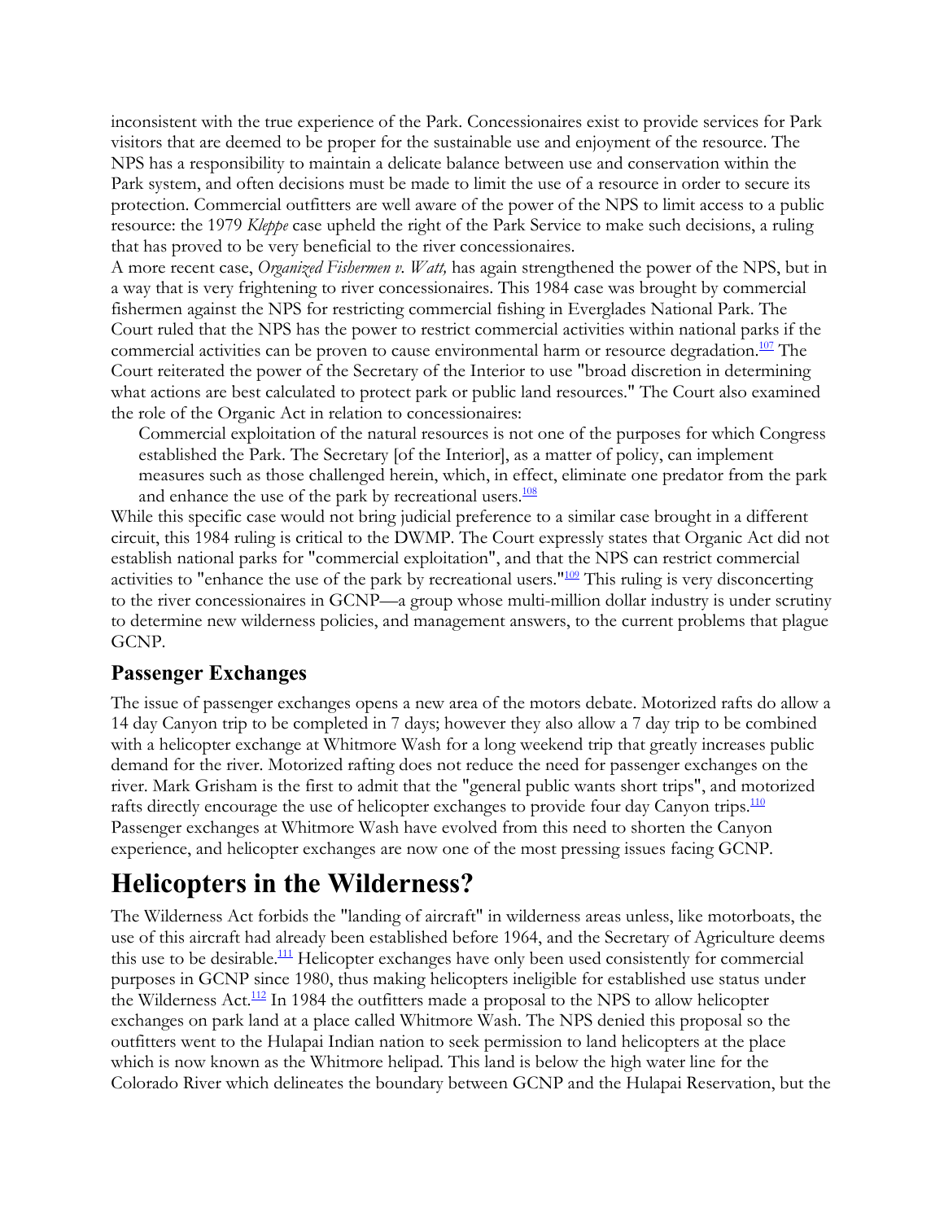inconsistent with the true experience of the Park. Concessionaires exist to provide services for Park visitors that are deemed to be proper for the sustainable use and enjoyment of the resource. The NPS has a responsibility to maintain a delicate balance between use and conservation within the Park system, and often decisions must be made to limit the use of a resource in order to secure its protection. Commercial outfitters are well aware of the power of the NPS to limit access to a public resource: the 1979 *Kleppe* case upheld the right of the Park Service to make such decisions, a ruling that has proved to be very beneficial to the river concessionaires.

A more recent case, *Organized Fishermen v. Watt,* has again strengthened the power of the NPS, but in a way that is very frightening to river concessionaires. This 1984 case was brought by commercial fishermen against the NPS for restricting commercial fishing in Everglades National Park. The Court ruled that the NPS has the power to restrict commercial activities within national parks if the commercial activities can be proven to cause environmental harm or resource degradation.[107] The Court reiterated the power of the Secretary of the Interior to use "broad discretion in determining what actions are best calculated to protect park or public land resources." The Court also examined the role of the Organic Act in relation to concessionaires:

> Commercial exploitation of the natural resources is not one of the purposes for which Congress established the Park. The Secretary [of the Interior], as a matter of policy, can implement measures such as those challenged herein, which, in effect, eliminate one predator from the park and enhance the use of the park by recreational users.[108]

While this specific case would not bring judicial preference to a similar case brought in a different circuit, this 1984 ruling is critical to the DWMP. The Court expressly states that Organic Act did not establish national parks for "commercial exploitation", and that the NPS can restrict commercial activities to "enhance the use of the park by recreational users."[109] This ruling is very disconcerting to the river concessionaires in GCNP—a group whose multi-million dollar industry is under scrutiny to determine new wilderness policies, and management answers, to the current problems that plague GCNP.

## Passenger Exchanges

The issue of passenger exchanges opens a new area of the motors debate. Motorized rafts do allow a 14 day Canyon trip to be completed in 7 days; however they also allow a 7 day trip to be combined with a helicopter exchange at Whitmore Wash for a long weekend trip that greatly increases public demand for the river. Motorized rafting does not reduce the need for passenger exchanges on the river. Mark Grisham is the first to admit that the "general public wants short trips", and motorized rafts directly encourage the use of helicopter exchanges to provide four day Canyon trips.[110] Passenger exchanges at Whitmore Wash have evolved from this need to shorten the Canyon experience, and helicopter exchanges are now one of the most pressing issues facing GCNP.

# Helicopters in the Wilderness?

The Wilderness Act forbids the "landing of aircraft" in wilderness areas unless, like motorboats, the use of this aircraft had already been established before 1964, and the Secretary of Agriculture deems this use to be desirable.[111] Helicopter exchanges have only been used consistently for commercial purposes in GCNP since 1980, thus making helicopters ineligible for established use status under the Wilderness Act.[112] In 1984 the outfitters made a proposal to the NPS to allow helicopter exchanges on park land at a place called Whitmore Wash. The NPS denied this proposal so the outfitters went to the Hulapai Indian nation to seek permission to land helicopters at the place which is now known as the Whitmore helipad. This land is below the high water line for the Colorado River which delineates the boundary between GCNP and the Hulapai Reservation, but the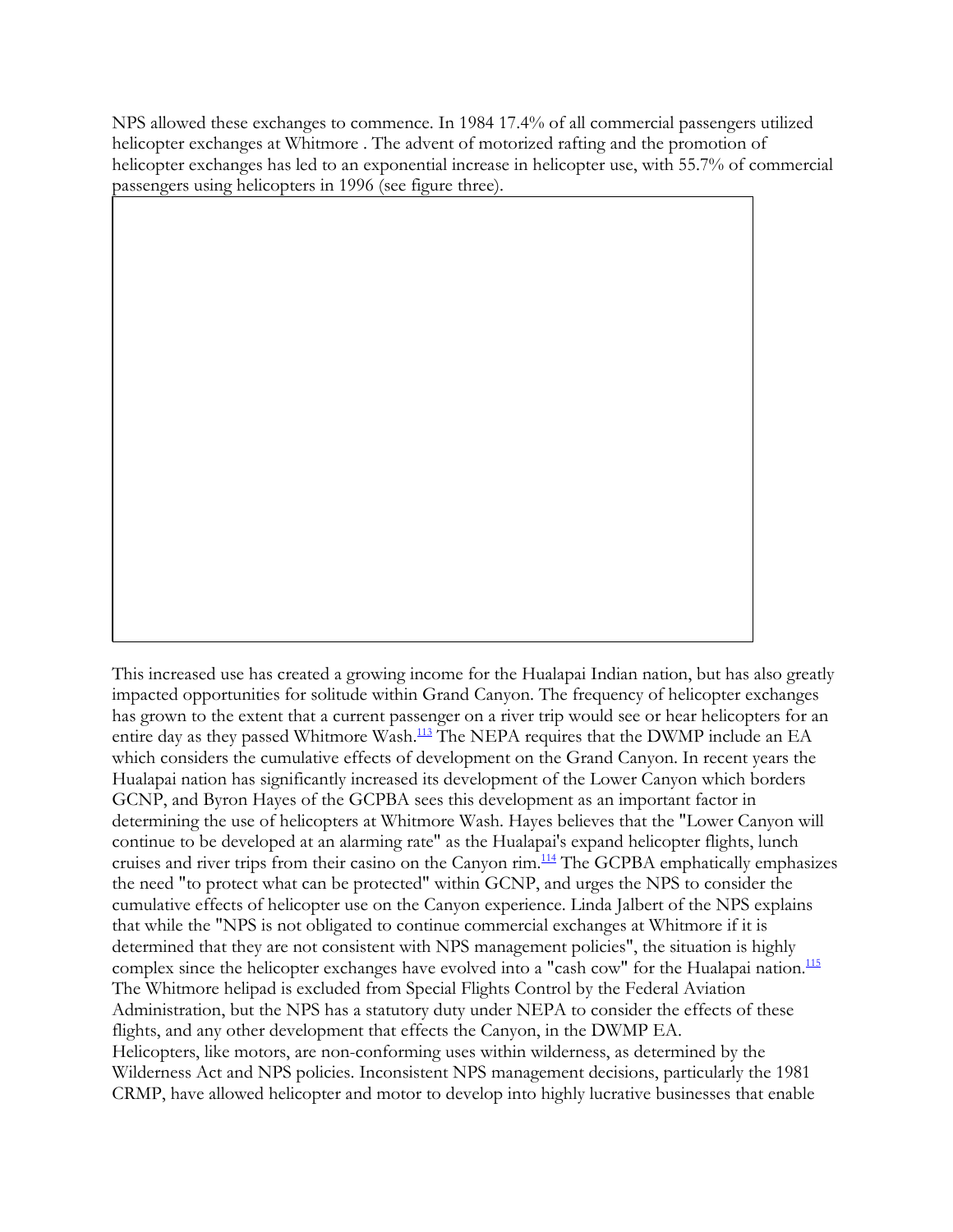NPS allowed these exchanges to commence. In 1984 17.4% of all commercial passengers utilized helicopter exchanges at Whitmore . The advent of motorized rafting and the promotion of helicopter exchanges has led to an exponential increase in helicopter use, with 55.7% of commercial passengers using helicopters in 1996 (see figure three).

This increased use has created a growing income for the Hualapai Indian nation, but has also greatly impacted opportunities for solitude within Grand Canyon. The frequency of helicopter exchanges has grown to the extent that a current passenger on a river trip would see or hear helicopters for an entire day as they passed Whitmore Wash.[113] The NEPA requires that the DWMP include an EA which considers the cumulative effects of development on the Grand Canyon. In recent years the Hualapai nation has significantly increased its development of the Lower Canyon which borders GCNP, and Byron Hayes of the GCPBA sees this development as an important factor in determining the use of helicopters at Whitmore Wash. Hayes believes that the "Lower Canyon will continue to be developed at an alarming rate" as the Hualapai's expand helicopter flights, lunch cruises and river trips from their casino on the Canyon rim.[114] The GCPBA emphatically emphasizes the need "to protect what can be protected" within GCNP, and urges the NPS to consider the cumulative effects of helicopter use on the Canyon experience. Linda Jalbert of the NPS explains that while the "NPS is not obligated to continue commercial exchanges at Whitmore if it is determined that they are not consistent with NPS management policies", the situation is highly complex since the helicopter exchanges have evolved into a "cash cow" for the Hualapai nation.[115] The Whitmore helipad is excluded from Special Flights Control by the Federal Aviation Administration, but the NPS has a statutory duty under NEPA to consider the effects of these flights, and any other development that effects the Canyon, in the DWMP EA.

Helicopters, like motors, are non-conforming uses within wilderness, as determined by the Wilderness Act and NPS policies. Inconsistent NPS management decisions, particularly the 1981 CRMP, have allowed helicopter and motor to develop into highly lucrative businesses that enable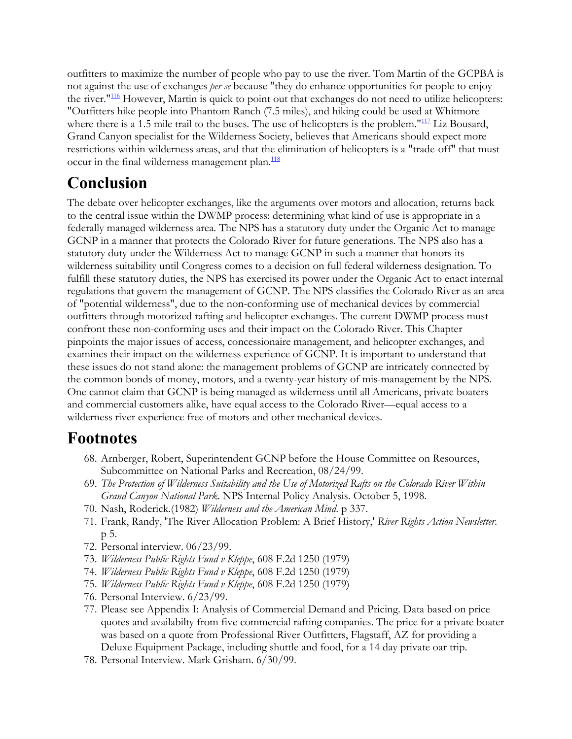outfitters to maximize the number of people who pay to use the river. Tom Martin of the GCPBA is not against the use of exchanges *per se* because "they do enhance opportunities for people to enjoy the river."[116] However, Martin is quick to point out that exchanges do not need to utilize helicopters: "Outfitters hike people into Phantom Ranch (7.5 miles), and hiking could be used at Whitmore where there is a 1.5 mile trail to the buses. The use of helicopters is the problem."[117] Liz Bousard, Grand Canyon specialist for the Wilderness Society, believes that Americans should expect more restrictions within wilderness areas, and that the elimination of helicopters is a "trade-off" that must occur in the final wilderness management plan.[118]

# Conclusion

The debate over helicopter exchanges, like the arguments over motors and allocation, returns back to the central issue within the DWMP process: determining what kind of use is appropriate in a federally managed wilderness area. The NPS has a statutory duty under the Organic Act to manage GCNP in a manner that protects the Colorado River for future generations. The NPS also has a statutory duty under the Wilderness Act to manage GCNP in such a manner that honors its wilderness suitability until Congress comes to a decision on full federal wilderness designation. To fulfill these statutory duties, the NPS has exercised its power under the Organic Act to enact internal regulations that govern the management of GCNP. The NPS classifies the Colorado River as an area of "potential wilderness", due to the non-conforming use of mechanical devices by commercial outfitters through motorized rafting and helicopter exchanges. The current DWMP process must confront these non-conforming uses and their impact on the Colorado River. This Chapter pinpoints the major issues of access, concessionaire management, and helicopter exchanges, and examines their impact on the wilderness experience of GCNP. It is important to understand that these issues do not stand alone: the management problems of GCNP are intricately connected by the common bonds of money, motors, and a twenty-year history of mis-management by the NPS. One cannot claim that GCNP is being managed as wilderness until all Americans, private boaters and commercial customers alike, have equal access to the Colorado River—equal access to a wilderness river experience free of motors and other mechanical devices.

# Footnotes

68. Arnberger, Robert, Superintendent GCNP before the House Committee on Resources, Subcommittee on National Parks and Recreation, 08/24/99.
69. *The Protection of Wilderness Suitability and the Use of Motorized Rafts on the Colorado River Within Grand Canyon National Park*. NPS Internal Policy Analysis. October 5, 1998.
70. Nash, Roderick.(1982) *Wilderness and the American Mind*. p 337.
71. Frank, Randy, 'The River Allocation Problem: A Brief History,' *River Rights Action Newsletter*. p 5.
72. Personal interview. 06/23/99.
73. *Wilderness Public Rights Fund v Kleppe*, 608 F.2d 1250 (1979)
74. *Wilderness Public Rights Fund v Kleppe*, 608 F.2d 1250 (1979)
75. *Wilderness Public Rights Fund v Kleppe*, 608 F.2d 1250 (1979)
76. Personal Interview. 6/23/99.
77. Please see Appendix I: Analysis of Commercial Demand and Pricing. Data based on price quotes and availabilty from five commercial rafting companies. The price for a private boater was based on a quote from Professional River Outfitters, Flagstaff, AZ for providing a Deluxe Equipment Package, including shuttle and food, for a 14 day private oar trip.
78. Personal Interview. Mark Grisham. 6/30/99.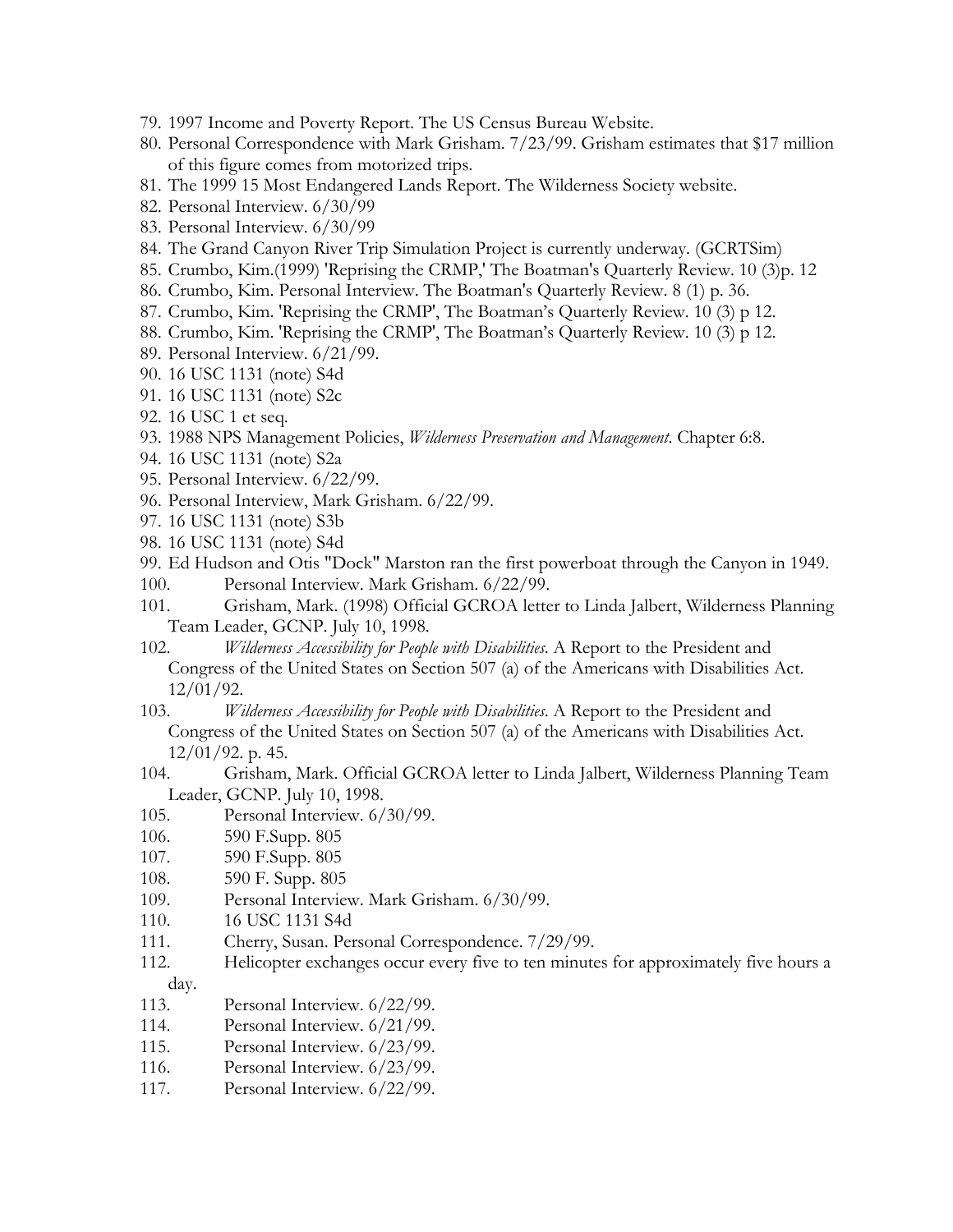79. 1997 Income and Poverty Report. The US Census Bureau Website.
80. Personal Correspondence with Mark Grisham. 7/23/99. Grisham estimates that $17 million of this figure comes from motorized trips.
81. The 1999 15 Most Endangered Lands Report. The Wilderness Society website.
82. Personal Interview. 6/30/99
83. Personal Interview. 6/30/99
84. The Grand Canyon River Trip Simulation Project is currently underway. (GCRTSim)
85. Crumbo, Kim.(1999) 'Reprising the CRMP,' The Boatman's Quarterly Review. 10 (3)p. 12
86. Crumbo, Kim. Personal Interview. The Boatman's Quarterly Review. 8 (1) p. 36.
87. Crumbo, Kim. 'Reprising the CRMP', The Boatman's Quarterly Review. 10 (3) p 12.
88. Crumbo, Kim. 'Reprising the CRMP', The Boatman's Quarterly Review. 10 (3) p 12.
89. Personal Interview. 6/21/99.
90. 16 USC 1131 (note) S4d
91. 16 USC 1131 (note) S2c
92. 16 USC 1 et seq.
93. 1988 NPS Management Policies, *Wilderness Preservation and Management*. Chapter 6:8.
94. 16 USC 1131 (note) S2a
95. Personal Interview. 6/22/99.
96. Personal Interview, Mark Grisham. 6/22/99.
97. 16 USC 1131 (note) S3b
98. 16 USC 1131 (note) S4d
99. Ed Hudson and Otis "Dock" Marston ran the first powerboat through the Canyon in 1949.
100. Personal Interview. Mark Grisham. 6/22/99.
101. Grisham, Mark. (1998) Official GCROA letter to Linda Jalbert, Wilderness Planning Team Leader, GCNP. July 10, 1998.
102. *Wilderness Accessibility for People with Disabilities*. A Report to the President and Congress of the United States on Section 507 (a) of the Americans with Disabilities Act. 12/01/92.
103. *Wilderness Accessibility for People with Disabilities*. A Report to the President and Congress of the United States on Section 507 (a) of the Americans with Disabilities Act. 12/01/92. p. 45.
104. Grisham, Mark. Official GCROA letter to Linda Jalbert, Wilderness Planning Team Leader, GCNP. July 10, 1998.
105. Personal Interview. 6/30/99.
106. 590 F.Supp. 805
107. 590 F.Supp. 805
108. 590 F. Supp. 805
109. Personal Interview. Mark Grisham. 6/30/99.
110. 16 USC 1131 S4d
111. Cherry, Susan. Personal Correspondence. 7/29/99.
112. Helicopter exchanges occur every five to ten minutes for approximately five hours a day.
113. Personal Interview. 6/22/99.
114. Personal Interview. 6/21/99.
115. Personal Interview. 6/23/99.
116. Personal Interview. 6/23/99.
117. Personal Interview. 6/22/99.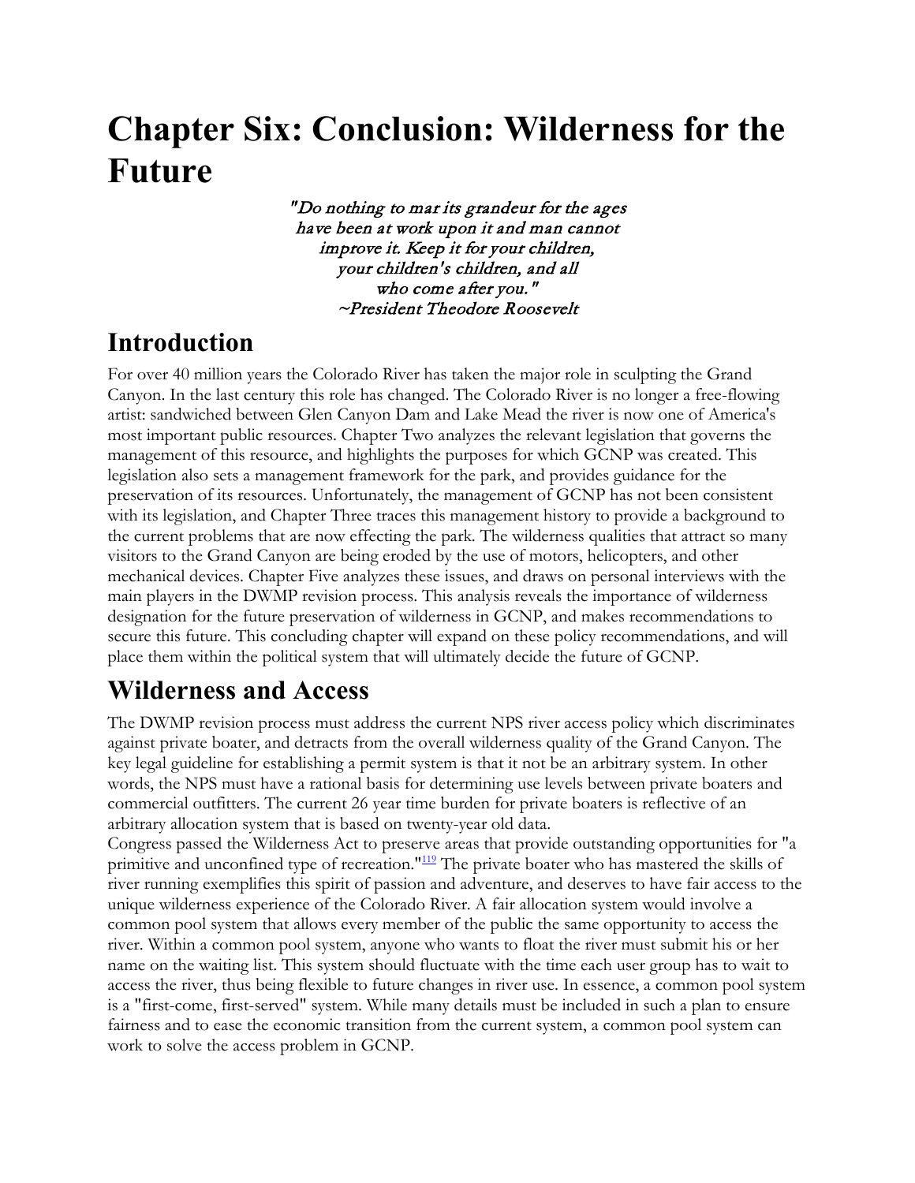# Chapter Six: Conclusion: Wilderness for the Future

*"Do nothing to mar its grandeur for the ages have been at work upon it and man cannot improve it. Keep it for your children, your children's children, and all who come after you."*
*~President Theodore Roosevelt*

## Introduction

For over 40 million years the Colorado River has taken the major role in sculpting the Grand Canyon. In the last century this role has changed. The Colorado River is no longer a free-flowing artist: sandwiched between Glen Canyon Dam and Lake Mead the river is now one of America's most important public resources. Chapter Two analyzes the relevant legislation that governs the management of this resource, and highlights the purposes for which GCNP was created. This legislation also sets a management framework for the park, and provides guidance for the preservation of its resources. Unfortunately, the management of GCNP has not been consistent with its legislation, and Chapter Three traces this management history to provide a background to the current problems that are now effecting the park. The wilderness qualities that attract so many visitors to the Grand Canyon are being eroded by the use of motors, helicopters, and other mechanical devices. Chapter Five analyzes these issues, and draws on personal interviews with the main players in the DWMP revision process. This analysis reveals the importance of wilderness designation for the future preservation of wilderness in GCNP, and makes recommendations to secure this future. This concluding chapter will expand on these policy recommendations, and will place them within the political system that will ultimately decide the future of GCNP.

## Wilderness and Access

The DWMP revision process must address the current NPS river access policy which discriminates against private boater, and detracts from the overall wilderness quality of the Grand Canyon. The key legal guideline for establishing a permit system is that it not be an arbitrary system. In other words, the NPS must have a rational basis for determining use levels between private boaters and commercial outfitters. The current 26 year time burden for private boaters is reflective of an arbitrary allocation system that is based on twenty-year old data.

Congress passed the Wilderness Act to preserve areas that provide outstanding opportunities for "a primitive and unconfined type of recreation."[119] The private boater who has mastered the skills of river running exemplifies this spirit of passion and adventure, and deserves to have fair access to the unique wilderness experience of the Colorado River. A fair allocation system would involve a common pool system that allows every member of the public the same opportunity to access the river. Within a common pool system, anyone who wants to float the river must submit his or her name on the waiting list. This system should fluctuate with the time each user group has to wait to access the river, thus being flexible to future changes in river use. In essence, a common pool system is a "first-come, first-served" system. While many details must be included in such a plan to ensure fairness and to ease the economic transition from the current system, a common pool system can work to solve the access problem in GCNP.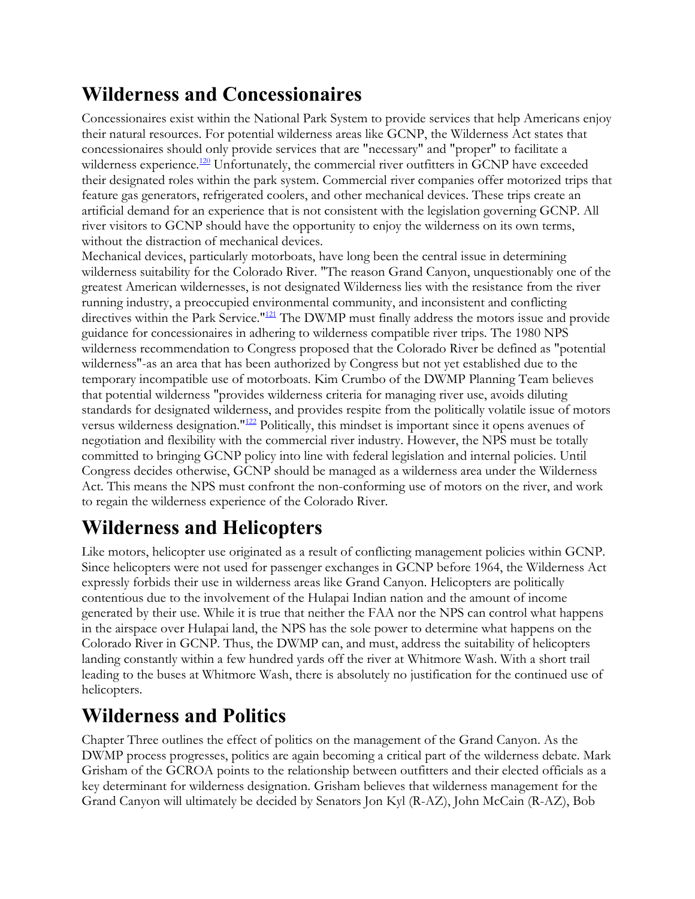## Wilderness and Concessionaires

Concessionaires exist within the National Park System to provide services that help Americans enjoy their natural resources. For potential wilderness areas like GCNP, the Wilderness Act states that concessionaires should only provide services that are "necessary" and "proper" to facilitate a wilderness experience.[120] Unfortunately, the commercial river outfitters in GCNP have exceeded their designated roles within the park system. Commercial river companies offer motorized trips that feature gas generators, refrigerated coolers, and other mechanical devices. These trips create an artificial demand for an experience that is not consistent with the legislation governing GCNP. All river visitors to GCNP should have the opportunity to enjoy the wilderness on its own terms, without the distraction of mechanical devices.

Mechanical devices, particularly motorboats, have long been the central issue in determining wilderness suitability for the Colorado River. "The reason Grand Canyon, unquestionably one of the greatest American wildernesses, is not designated Wilderness lies with the resistance from the river running industry, a preoccupied environmental community, and inconsistent and conflicting directives within the Park Service."[121] The DWMP must finally address the motors issue and provide guidance for concessionaires in adhering to wilderness compatible river trips. The 1980 NPS wilderness recommendation to Congress proposed that the Colorado River be defined as "potential wilderness"-as an area that has been authorized by Congress but not yet established due to the temporary incompatible use of motorboats. Kim Crumbo of the DWMP Planning Team believes that potential wilderness "provides wilderness criteria for managing river use, avoids diluting standards for designated wilderness, and provides respite from the politically volatile issue of motors versus wilderness designation."[122] Politically, this mindset is important since it opens avenues of negotiation and flexibility with the commercial river industry. However, the NPS must be totally committed to bringing GCNP policy into line with federal legislation and internal policies. Until Congress decides otherwise, GCNP should be managed as a wilderness area under the Wilderness Act. This means the NPS must confront the non-conforming use of motors on the river, and work to regain the wilderness experience of the Colorado River.

## Wilderness and Helicopters

Like motors, helicopter use originated as a result of conflicting management policies within GCNP. Since helicopters were not used for passenger exchanges in GCNP before 1964, the Wilderness Act expressly forbids their use in wilderness areas like Grand Canyon. Helicopters are politically contentious due to the involvement of the Hulapai Indian nation and the amount of income generated by their use. While it is true that neither the FAA nor the NPS can control what happens in the airspace over Hulapai land, the NPS has the sole power to determine what happens on the Colorado River in GCNP. Thus, the DWMP can, and must, address the suitability of helicopters landing constantly within a few hundred yards off the river at Whitmore Wash. With a short trail leading to the buses at Whitmore Wash, there is absolutely no justification for the continued use of helicopters.

## Wilderness and Politics

Chapter Three outlines the effect of politics on the management of the Grand Canyon. As the DWMP process progresses, politics are again becoming a critical part of the wilderness debate. Mark Grisham of the GCROA points to the relationship between outfitters and their elected officials as a key determinant for wilderness designation. Grisham believes that wilderness management for the Grand Canyon will ultimately be decided by Senators Jon Kyl (R-AZ), John McCain (R-AZ), Bob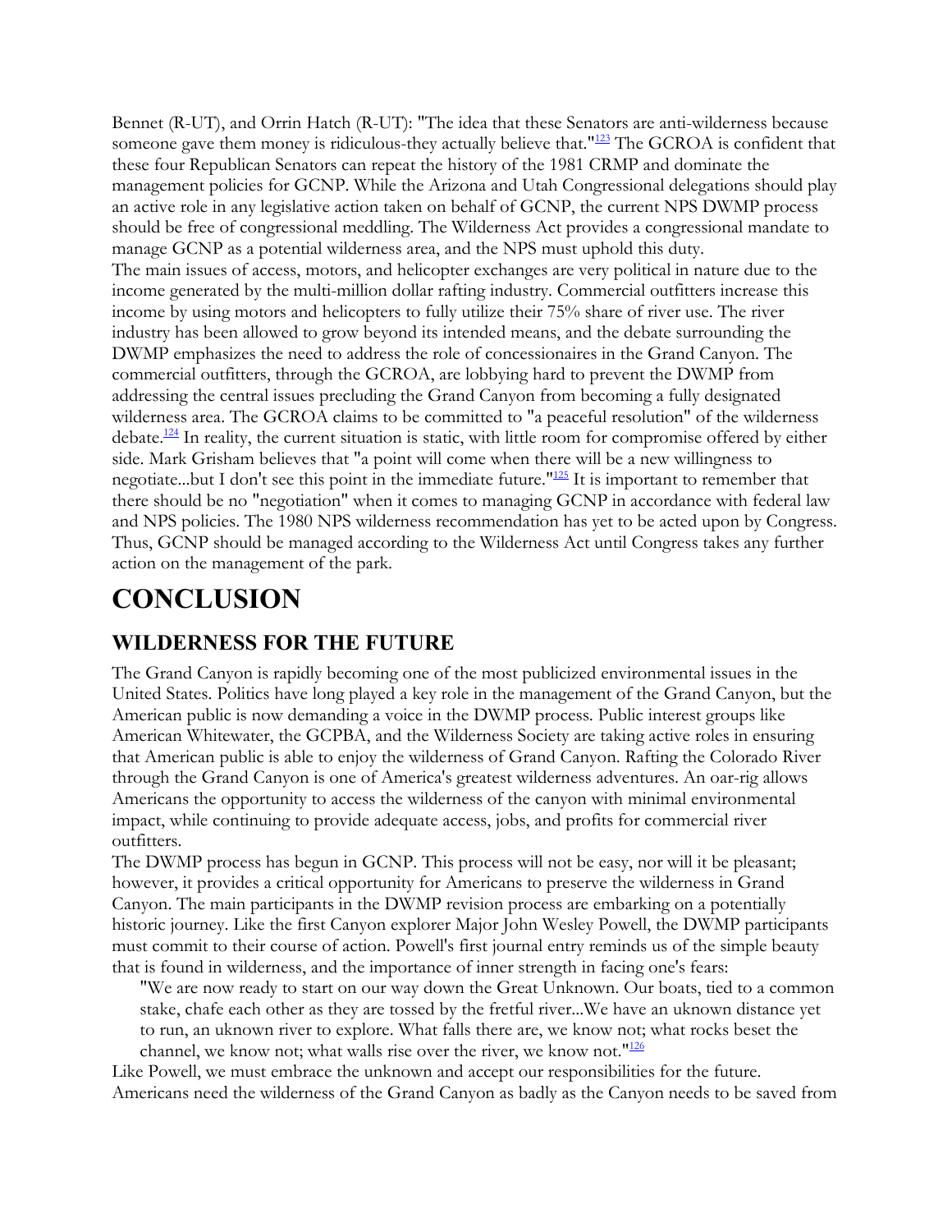Bennet (R-UT), and Orrin Hatch (R-UT): "The idea that these Senators are anti-wilderness because someone gave them money is ridiculous-they actually believe that."[123] The GCROA is confident that these four Republican Senators can repeat the history of the 1981 CRMP and dominate the management policies for GCNP. While the Arizona and Utah Congressional delegations should play an active role in any legislative action taken on behalf of GCNP, the current NPS DWMP process should be free of congressional meddling. The Wilderness Act provides a congressional mandate to manage GCNP as a potential wilderness area, and the NPS must uphold this duty.

The main issues of access, motors, and helicopter exchanges are very political in nature due to the income generated by the multi-million dollar rafting industry. Commercial outfitters increase this income by using motors and helicopters to fully utilize their 75% share of river use. The river industry has been allowed to grow beyond its intended means, and the debate surrounding the DWMP emphasizes the need to address the role of concessionaires in the Grand Canyon. The commercial outfitters, through the GCROA, are lobbying hard to prevent the DWMP from addressing the central issues precluding the Grand Canyon from becoming a fully designated wilderness area. The GCROA claims to be committed to "a peaceful resolution" of the wilderness debate.[124] In reality, the current situation is static, with little room for compromise offered by either side. Mark Grisham believes that "a point will come when there will be a new willingness to negotiate...but I don't see this point in the immediate future."[125] It is important to remember that there should be no "negotiation" when it comes to managing GCNP in accordance with federal law and NPS policies. The 1980 NPS wilderness recommendation has yet to be acted upon by Congress. Thus, GCNP should be managed according to the Wilderness Act until Congress takes any further action on the management of the park.

# CONCLUSION

## WILDERNESS FOR THE FUTURE

The Grand Canyon is rapidly becoming one of the most publicized environmental issues in the United States. Politics have long played a key role in the management of the Grand Canyon, but the American public is now demanding a voice in the DWMP process. Public interest groups like American Whitewater, the GCPBA, and the Wilderness Society are taking active roles in ensuring that American public is able to enjoy the wilderness of Grand Canyon. Rafting the Colorado River through the Grand Canyon is one of America's greatest wilderness adventures. An oar-rig allows Americans the opportunity to access the wilderness of the canyon with minimal environmental impact, while continuing to provide adequate access, jobs, and profits for commercial river outfitters.

The DWMP process has begun in GCNP. This process will not be easy, nor will it be pleasant; however, it provides a critical opportunity for Americans to preserve the wilderness in Grand Canyon. The main participants in the DWMP revision process are embarking on a potentially historic journey. Like the first Canyon explorer Major John Wesley Powell, the DWMP participants must commit to their course of action. Powell's first journal entry reminds us of the simple beauty that is found in wilderness, and the importance of inner strength in facing one's fears:

> "We are now ready to start on our way down the Great Unknown. Our boats, tied to a common stake, chafe each other as they are tossed by the fretful river...We have an uknown distance yet to run, an uknown river to explore. What falls there are, we know not; what rocks beset the channel, we know not; what walls rise over the river, we know not."[126]

Like Powell, we must embrace the unknown and accept our responsibilities for the future. Americans need the wilderness of the Grand Canyon as badly as the Canyon needs to be saved from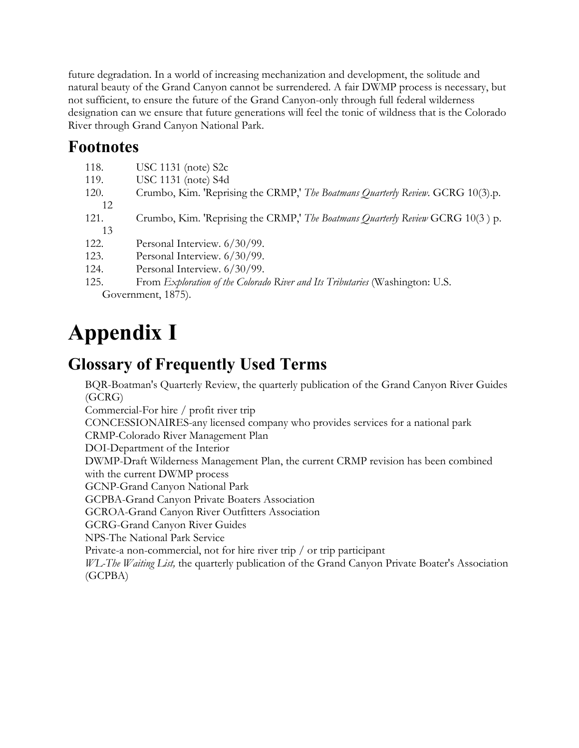future degradation. In a world of increasing mechanization and development, the solitude and natural beauty of the Grand Canyon cannot be surrendered. A fair DWMP process is necessary, but not sufficient, to ensure the future of the Grand Canyon-only through full federal wilderness designation can we ensure that future generations will feel the tonic of wildness that is the Colorado River through Grand Canyon National Park.

## Footnotes

118. USC 1131 (note) S2c
119. USC 1131 (note) S4d
120. Crumbo, Kim. 'Reprising the CRMP,' *The Boatmans Quarterly Review*. GCRG 10(3).p. 12
121. Crumbo, Kim. 'Reprising the CRMP,' *The Boatmans Quarterly Review* GCRG 10(3 ) p. 13
122. Personal Interview. 6/30/99.
123. Personal Interview. 6/30/99.
124. Personal Interview. 6/30/99.
125. From *Exploration of the Colorado River and Its Tributaries* (Washington: U.S. Government, 1875).

# Appendix I

## Glossary of Frequently Used Terms

BQR-Boatman's Quarterly Review, the quarterly publication of the Grand Canyon River Guides (GCRG)  
Commercial-For hire / profit river trip  
CONCESSIONAIRES-any licensed company who provides services for a national park  
CRMP-Colorado River Management Plan  
DOI-Department of the Interior  
DWMP-Draft Wilderness Management Plan, the current CRMP revision has been combined with the current DWMP process  
GCNP-Grand Canyon National Park  
GCPBA-Grand Canyon Private Boaters Association  
GCROA-Grand Canyon River Outfitters Association  
GCRG-Grand Canyon River Guides  
NPS-The National Park Service  
Private-a non-commercial, not for hire river trip / or trip participant  
*WL-The Waiting List,* the quarterly publication of the Grand Canyon Private Boater's Association (GCPBA)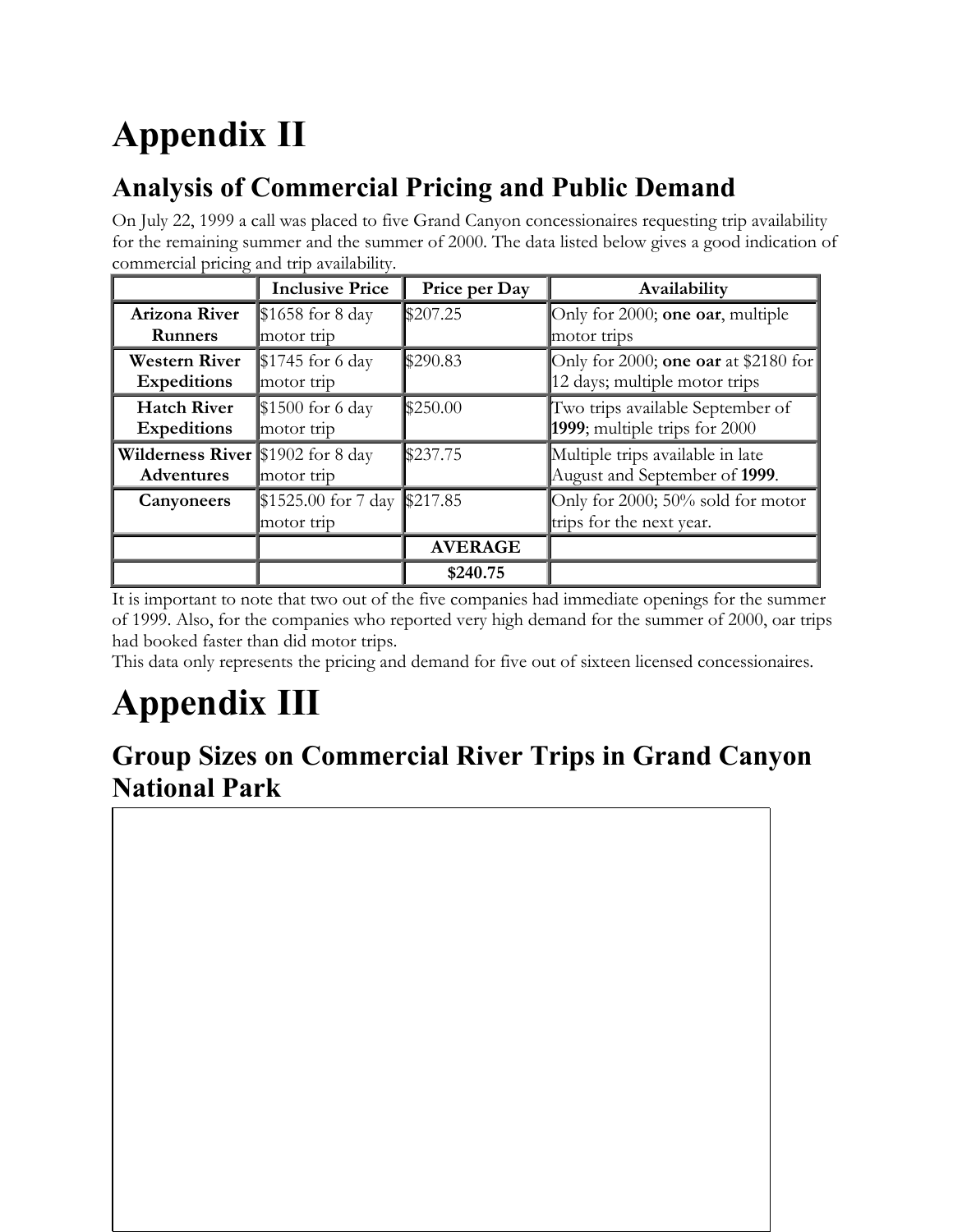# Appendix II

## Analysis of Commercial Pricing and Public Demand

On July 22, 1999 a call was placed to five Grand Canyon concessionaires requesting trip availability for the remaining summer and the summer of 2000. The data listed below gives a good indication of commercial pricing and trip availability.

| | Inclusive Price | Price per Day | Availability |
|---|---|---|---|
| **Arizona River Runners** | $1658 for 8 day motor trip | $207.25 | Only for 2000; **one oar**, multiple motor trips |
| **Western River Expeditions** | $1745 for 6 day motor trip | $290.83 | Only for 2000; **one oar** at $2180 for 12 days; multiple motor trips |
| **Hatch River Expeditions** | $1500 for 6 day motor trip | $250.00 | Two trips available September of **1999**; multiple trips for 2000 |
| **Wilderness River Adventures** | $1902 for 8 day motor trip | $237.75 | Multiple trips available in late August and September of **1999**. |
| **Canyoneers** | $1525.00 for 7 day motor trip | $217.85 | Only for 2000; 50% sold for motor trips for the next year. |
| | | **AVERAGE** | |
| | | **$240.75** | |

It is important to note that two out of the five companies had immediate openings for the summer of 1999. Also, for the companies who reported very high demand for the summer of 2000, oar trips had booked faster than did motor trips.

This data only represents the pricing and demand for five out of sixteen licensed concessionaires.

# Appendix III

## Group Sizes on Commercial River Trips in Grand Canyon National Park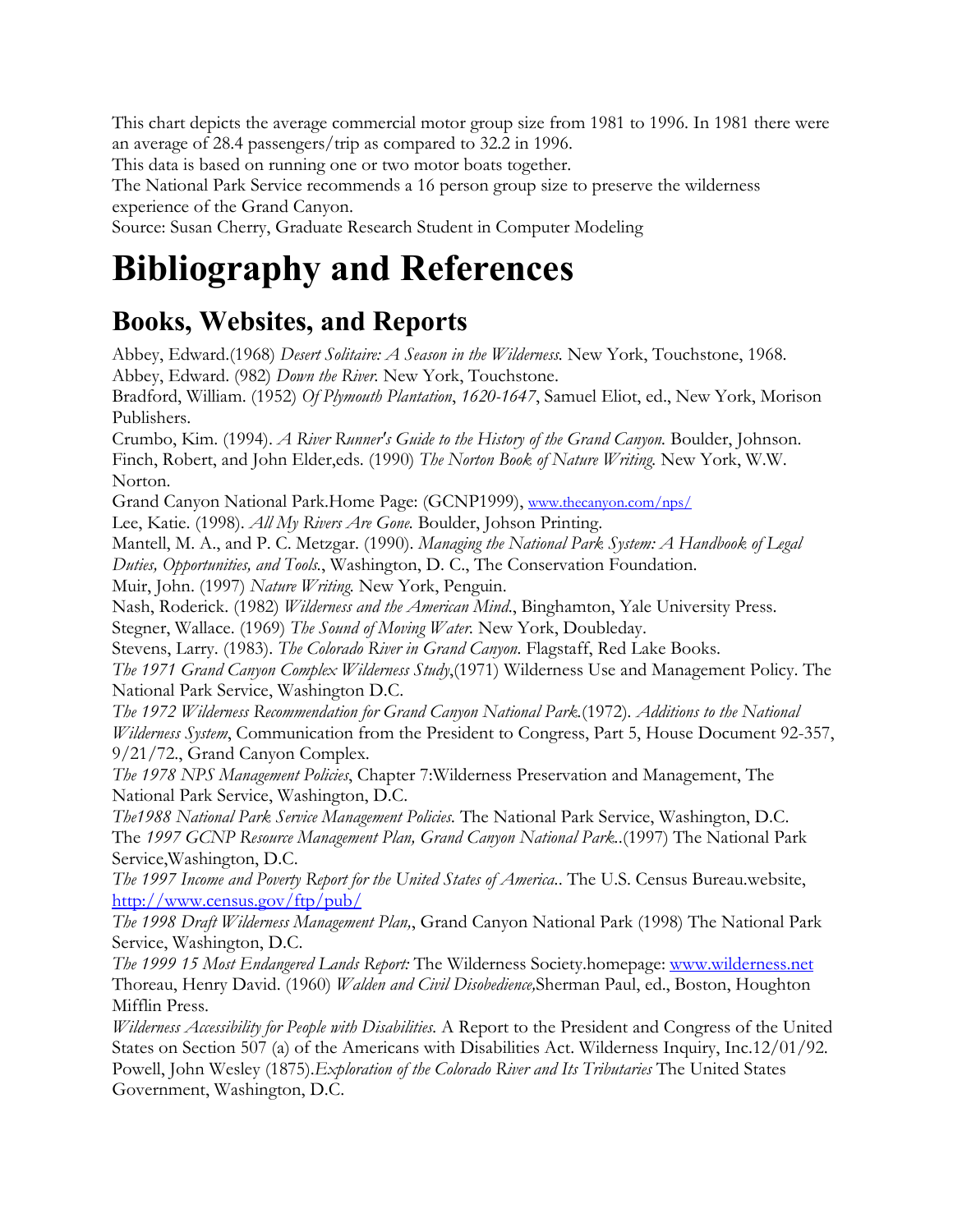This chart depicts the average commercial motor group size from 1981 to 1996. In 1981 there were an average of 28.4 passengers/trip as compared to 32.2 in 1996.
This data is based on running one or two motor boats together.
The National Park Service recommends a 16 person group size to preserve the wilderness experience of the Grand Canyon.
Source: Susan Cherry, Graduate Research Student in Computer Modeling

# Bibliography and References

## Books, Websites, and Reports

Abbey, Edward.(1968) *Desert Solitaire: A Season in the Wilderness.* New York, Touchstone, 1968.
Abbey, Edward. (982) *Down the River.* New York, Touchstone.
Bradford, William. (1952) *Of Plymouth Plantation*, *1620-1647*, Samuel Eliot, ed., New York, Morison Publishers.
Crumbo, Kim. (1994). *A River Runner's Guide to the History of the Grand Canyon.* Boulder, Johnson.
Finch, Robert, and John Elder,eds. (1990) *The Norton Book of Nature Writing.* New York, W.W. Norton.
Grand Canyon National Park.Home Page: (GCNP1999), [www.thecanyon.com/nps/](www.thecanyon.com/nps/)
Lee, Katie. (1998). *All My Rivers Are Gone.* Boulder, Johson Printing.
Mantell, M. A., and P. C. Metzgar. (1990). *Managing the National Park System: A Handbook of Legal Duties, Opportunities, and Tools.*, Washington, D. C., The Conservation Foundation.
Muir, John. (1997) *Nature Writing.* New York, Penguin.
Nash, Roderick. (1982) *Wilderness and the American Mind.*, Binghamton, Yale University Press.
Stegner, Wallace. (1969) *The Sound of Moving Water.* New York, Doubleday.
Stevens, Larry. (1983). *The Colorado River in Grand Canyon.* Flagstaff, Red Lake Books.
*The 1971 Grand Canyon Complex Wilderness Study*,(1971) Wilderness Use and Management Policy. The National Park Service, Washington D.C.
*The 1972 Wilderness Recommendation for Grand Canyon National Park.*(1972). *Additions to the National Wilderness System*, Communication from the President to Congress, Part 5, House Document 92-357, 9/21/72., Grand Canyon Complex.
*The 1978 NPS Management Policies*, Chapter 7:Wilderness Preservation and Management, The National Park Service, Washington, D.C.
*The1988 National Park Service Management Policies.* The National Park Service, Washington, D.C.
The *1997 GCNP Resource Management Plan, Grand Canyon National Park.*.(1997) The National Park Service,Washington, D.C.
*The 1997 Income and Poverty Report for the United States of America.*. The U.S. Census Bureau.website, [http://www.census.gov/ftp/pub/](http://www.census.gov/ftp/pub/)
*The 1998 Draft Wilderness Management Plan,*, Grand Canyon National Park (1998) The National Park Service, Washington, D.C.
*The 1999 15 Most Endangered Lands Report:* The Wilderness Society.homepage: [www.wilderness.net](www.wilderness.net)
Thoreau, Henry David. (1960) *Walden and Civil Disobedience,*Sherman Paul, ed., Boston, Houghton Mifflin Press.
*Wilderness Accessibility for People with Disabilities.* A Report to the President and Congress of the United States on Section 507 (a) of the Americans with Disabilities Act. Wilderness Inquiry, Inc.12/01/92.
Powell, John Wesley (1875).*Exploration of the Colorado River and Its Tributaries* The United States Government, Washington, D.C.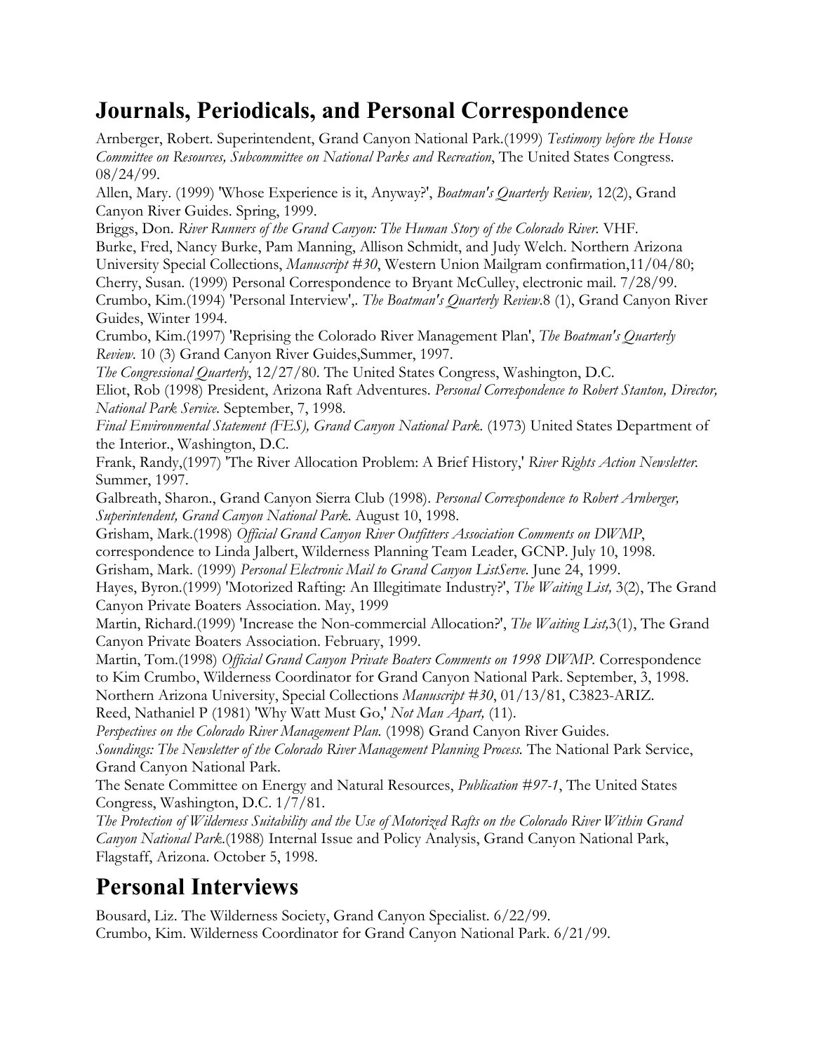## Journals, Periodicals, and Personal Correspondence

Arnberger, Robert. Superintendent, Grand Canyon National Park.(1999) *Testimony before the House Committee on Resources, Subcommittee on National Parks and Recreation*, The United States Congress. 08/24/99.

Allen, Mary. (1999) 'Whose Experience is it, Anyway?', *Boatman's Quarterly Review,* 12(2), Grand Canyon River Guides. Spring, 1999.

Briggs, Don. *River Runners of the Grand Canyon: The Human Story of the Colorado River.* VHF.

Burke, Fred, Nancy Burke, Pam Manning, Allison Schmidt, and Judy Welch. Northern Arizona University Special Collections, *Manuscript #30*, Western Union Mailgram confirmation,11/04/80;

Cherry, Susan. (1999) Personal Correspondence to Bryant McCulley, electronic mail. 7/28/99.

Crumbo, Kim.(1994) 'Personal Interview',. *The Boatman's Quarterly Review.*8 (1), Grand Canyon River Guides, Winter 1994.

Crumbo, Kim.(1997) 'Reprising the Colorado River Management Plan', *The Boatman's Quarterly Review*. 10 (3) Grand Canyon River Guides,Summer, 1997.

*The Congressional Quarterly*, 12/27/80. The United States Congress, Washington, D.C.

Eliot, Rob (1998) President, Arizona Raft Adventures. *Personal Correspondence to Robert Stanton, Director, National Park Service.* September, 7, 1998.

*Final Environmental Statement (FES), Grand Canyon National Park.* (1973) United States Department of the Interior., Washington, D.C.

Frank, Randy,(1997) 'The River Allocation Problem: A Brief History,' *River Rights Action Newsletter.* Summer, 1997.

Galbreath, Sharon., Grand Canyon Sierra Club (1998). *Personal Correspondence to Robert Arnberger, Superintendent, Grand Canyon National Park.* August 10, 1998.

Grisham, Mark.(1998) *Official Grand Canyon River Outfitters Association Comments on DWMP*, correspondence to Linda Jalbert, Wilderness Planning Team Leader, GCNP. July 10, 1998.

Grisham, Mark. (1999) *Personal Electronic Mail to Grand Canyon ListServe*. June 24, 1999.

Hayes, Byron.(1999) 'Motorized Rafting: An Illegitimate Industry?', *The Waiting List,* 3(2), The Grand Canyon Private Boaters Association. May, 1999

Martin, Richard.(1999) 'Increase the Non-commercial Allocation?', *The Waiting List,*3(1), The Grand Canyon Private Boaters Association. February, 1999.

Martin, Tom.(1998) *Official Grand Canyon Private Boaters Comments on 1998 DWMP.* Correspondence to Kim Crumbo, Wilderness Coordinator for Grand Canyon National Park. September, 3, 1998.

Northern Arizona University, Special Collections *Manuscript #30*, 01/13/81, C3823-ARIZ.

Reed, Nathaniel P (1981) 'Why Watt Must Go,' *Not Man Apart,* (11).

*Perspectives on the Colorado River Management Plan.* (1998) Grand Canyon River Guides.

*Soundings: The Newsletter of the Colorado River Management Planning Process.* The National Park Service, Grand Canyon National Park.

The Senate Committee on Energy and Natural Resources, *Publication #97-1*, The United States Congress, Washington, D.C. 1/7/81.

*The Protection of Wilderness Suitability and the Use of Motorized Rafts on the Colorado River Within Grand Canyon National Park.*(1988) Internal Issue and Policy Analysis, Grand Canyon National Park, Flagstaff, Arizona. October 5, 1998.

## Personal Interviews

Bousard, Liz. The Wilderness Society, Grand Canyon Specialist. 6/22/99.

Crumbo, Kim. Wilderness Coordinator for Grand Canyon National Park. 6/21/99.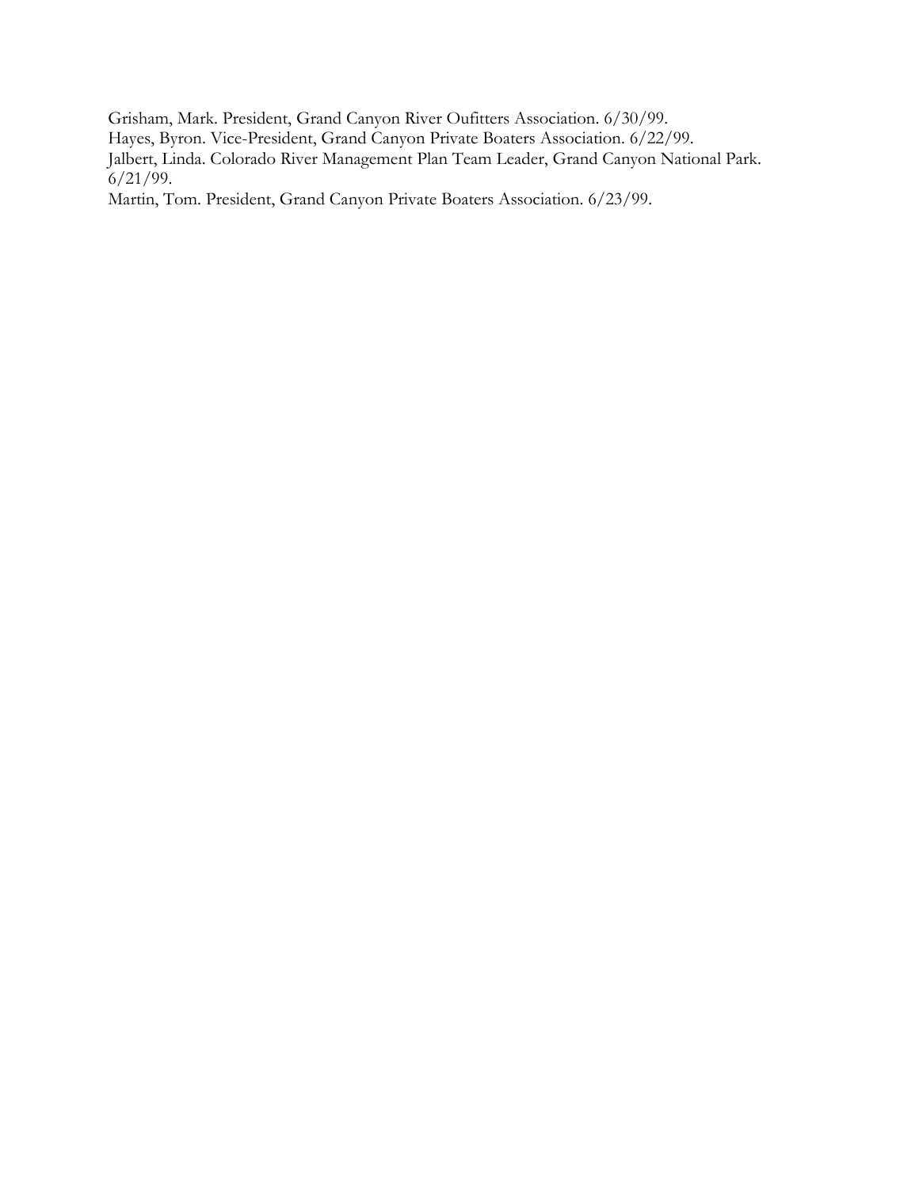Grisham, Mark. President, Grand Canyon River Oufitters Association. 6/30/99.

Hayes, Byron. Vice-President, Grand Canyon Private Boaters Association. 6/22/99.

Jalbert, Linda. Colorado River Management Plan Team Leader, Grand Canyon National Park. 6/21/99.

Martin, Tom. President, Grand Canyon Private Boaters Association. 6/23/99.